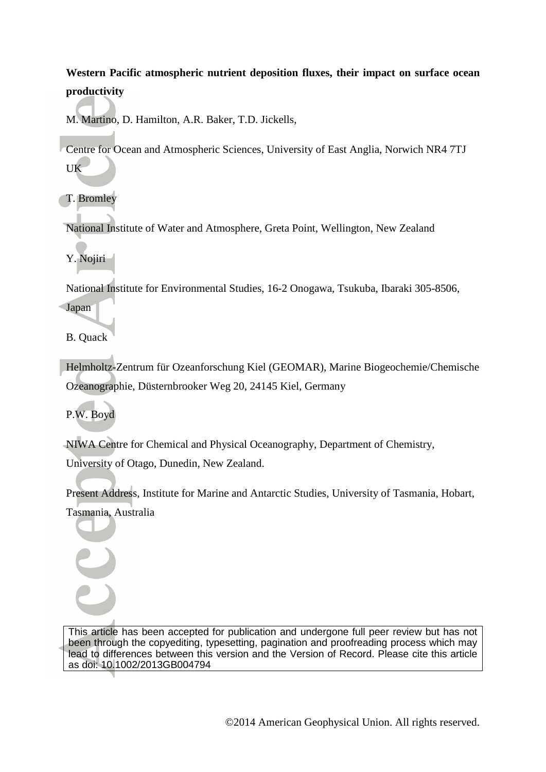**Western Pacific atmospheric nutrient deposition fluxes, their impact on surface ocean productivity**

M. Martino, D. Hamilton, A.R. Baker, T.D. Jickells,

Centre for Ocean and Atmospheric Sciences, University of East Anglia, Norwich NR4 7TJ UK

T. Bromley

National Institute of Water and Atmosphere, Greta Point, Wellington, New Zealand

Y. Nojiri

National Institute for Environmental Studies, 16-2 Onogawa, Tsukuba, Ibaraki 305-8506, Japan

B. Quack

Helmholtz-Zentrum für Ozeanforschung Kiel (GEOMAR), Marine Biogeochemie/Chemische Ozeanographie, Düsternbrooker Weg 20, 24145 Kiel, Germany

P.W. Boyd

NIWA Centre for Chemical and Physical Oceanography, Department of Chemistry, University of Otago, Dunedin, New Zealand.

Present Address, Institute for Marine and Antarctic Studies, University of Tasmania, Hobart, Tasmania, Australia

This article has been accepted for publication and undergone full peer review but has not been through the copyediting, typesetting, pagination and proofreading process which may lead to differences between this version and the Version of Record. Please cite this article as doi: 10.1002/2013GB004794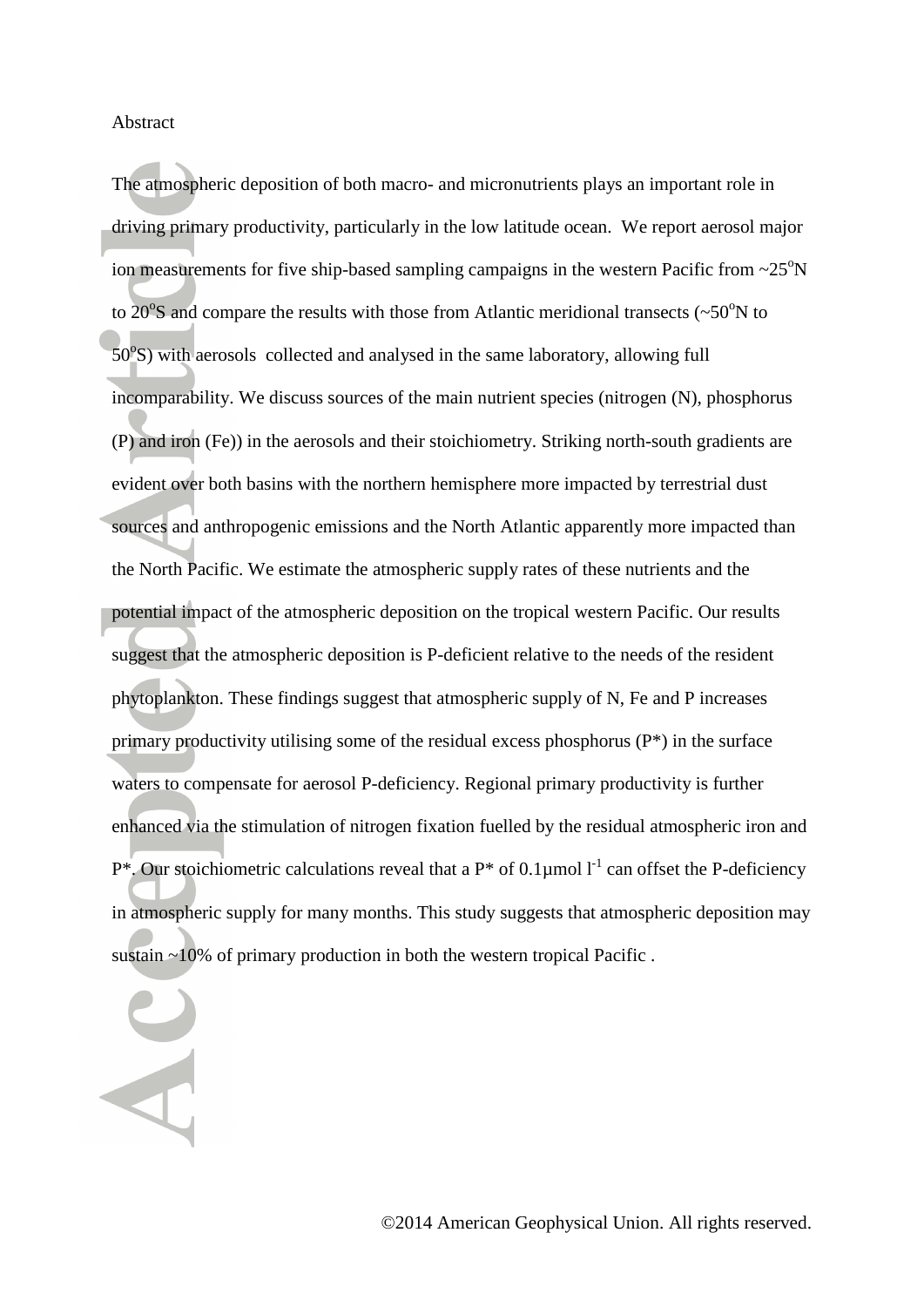Abstract

The atmospheric deposition of both macro- and micronutrients plays an important role in driving primary productivity, particularly in the low latitude ocean. We report aerosol major ion measurements for five ship-based sampling campaigns in the western Pacific from ~25$^{o}$N to 20$^{o}$S and compare the results with those from Atlantic meridional transects (~50$^{o}$N to 50$^{o}$S) with aerosols collected and analysed in the same laboratory, allowing full incomparability. We discuss sources of the main nutrient species (nitrogen (N), phosphorus (P) and iron (Fe)) in the aerosols and their stoichiometry. Striking north-south gradients are evident over both basins with the northern hemisphere more impacted by terrestrial dust sources and anthropogenic emissions and the North Atlantic apparently more impacted than the North Pacific. We estimate the atmospheric supply rates of these nutrients and the potential impact of the atmospheric deposition on the tropical western Pacific. Our results suggest that the atmospheric deposition is P-deficient relative to the needs of the resident phytoplankton. These findings suggest that atmospheric supply of N, Fe and P increases primary productivity utilising some of the residual excess phosphorus (P*) in the surface waters to compensate for aerosol P-deficiency. Regional primary productivity is further enhanced via the stimulation of nitrogen fixation fuelled by the residual atmospheric iron and P*. Our stoichiometric calculations reveal that a P* of 0.1µmol l$^{-1}$ can offset the P-deficiency in atmospheric supply for many months. This study suggests that atmospheric deposition may sustain ~10% of primary production in both the western tropical Pacific .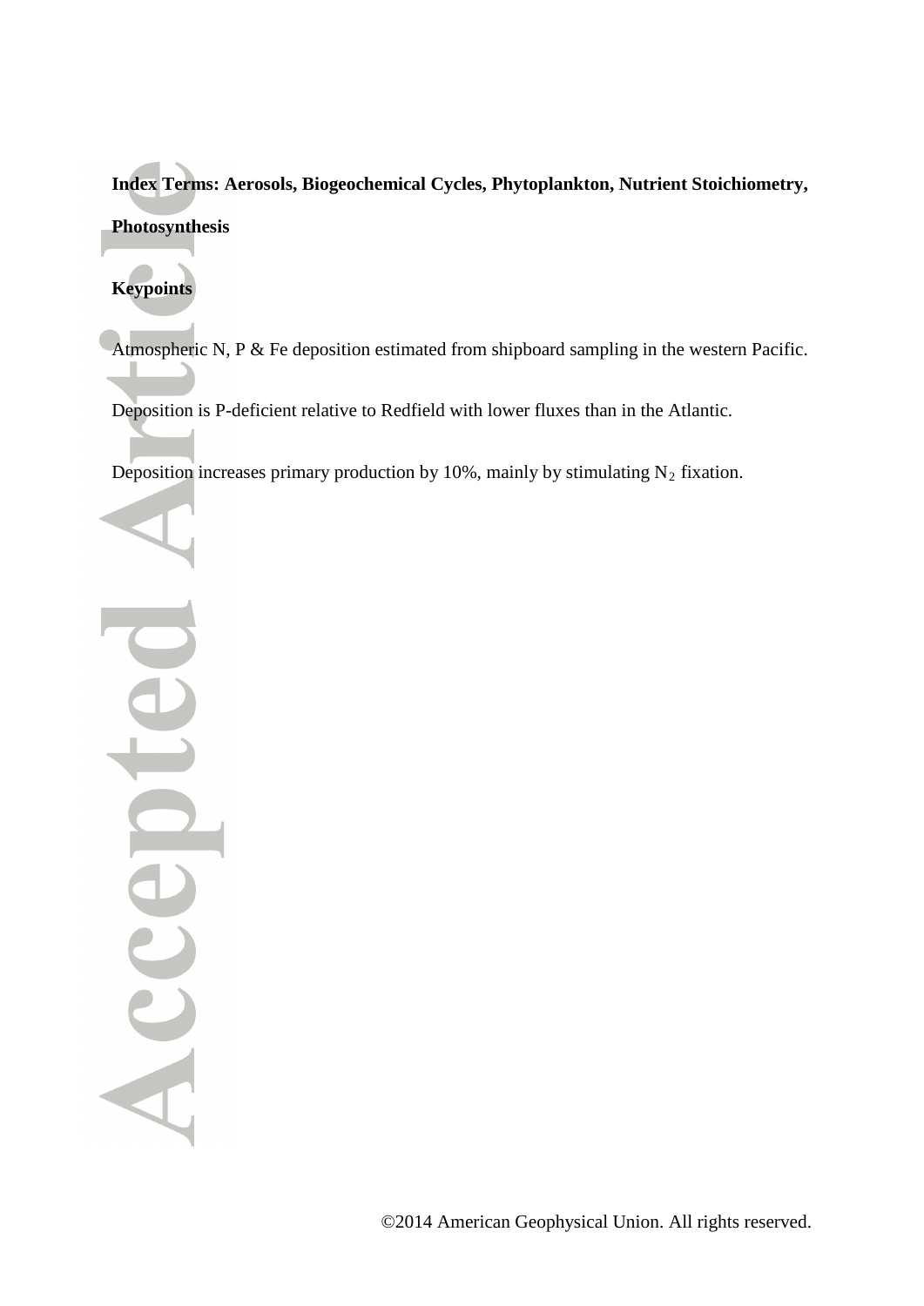**Index Terms: Aerosols, Biogeochemical Cycles, Phytoplankton, Nutrient Stoichiometry, Photosynthesis**

**Keypoints**

Atmospheric N, P & Fe deposition estimated from shipboard sampling in the western Pacific.

Deposition is P-deficient relative to Redfield with lower fluxes than in the Atlantic.

Deposition increases primary production by 10%, mainly by stimulating $N_2$ fixation.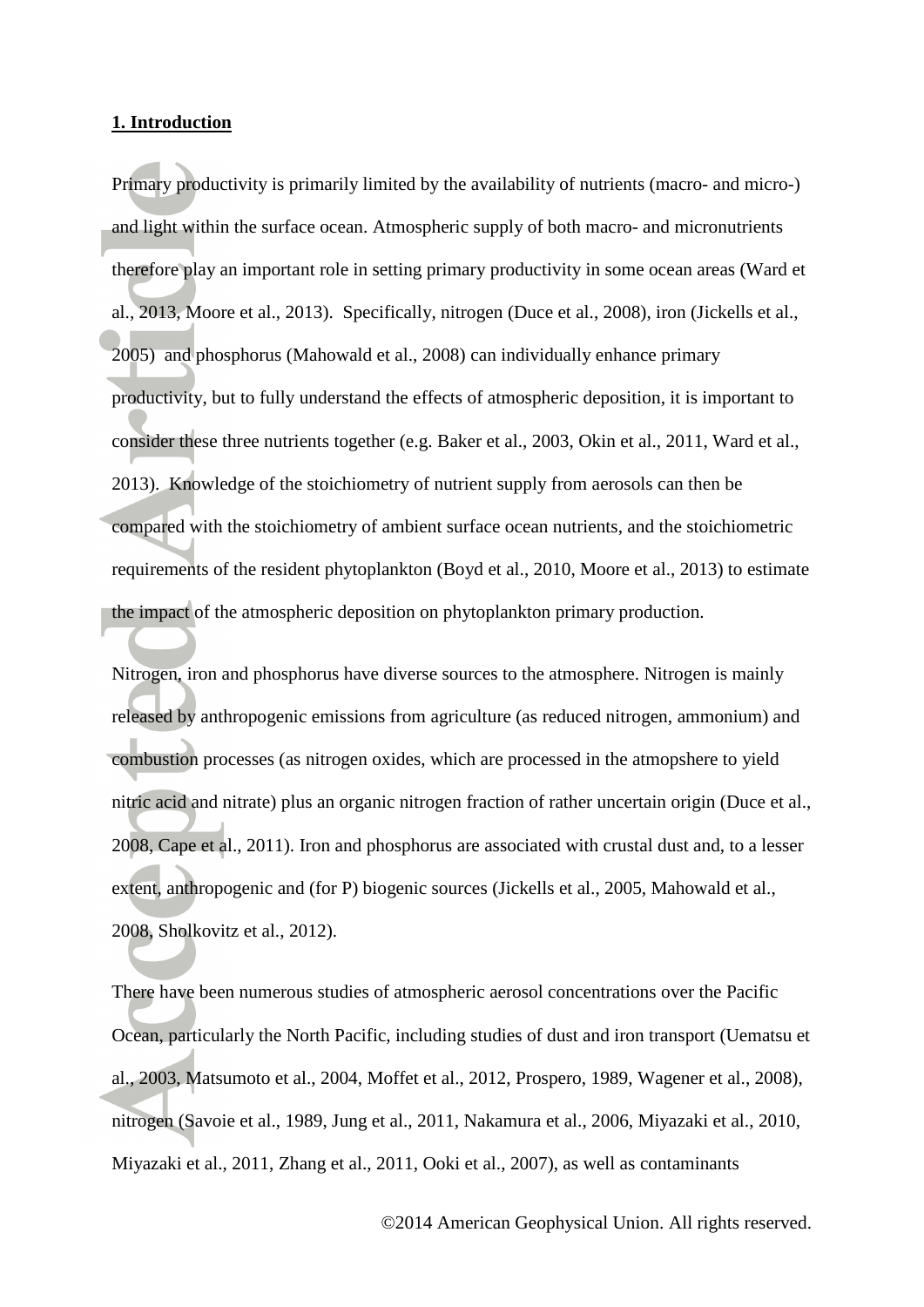## 1. Introduction

Primary productivity is primarily limited by the availability of nutrients (macro- and micro-) and light within the surface ocean. Atmospheric supply of both macro- and micronutrients therefore play an important role in setting primary productivity in some ocean areas (Ward et al., 2013, Moore et al., 2013). Specifically, nitrogen (Duce et al., 2008), iron (Jickells et al., 2005) and phosphorus (Mahowald et al., 2008) can individually enhance primary productivity, but to fully understand the effects of atmospheric deposition, it is important to consider these three nutrients together (e.g. Baker et al., 2003, Okin et al., 2011, Ward et al., 2013). Knowledge of the stoichiometry of nutrient supply from aerosols can then be compared with the stoichiometry of ambient surface ocean nutrients, and the stoichiometric requirements of the resident phytoplankton (Boyd et al., 2010, Moore et al., 2013) to estimate the impact of the atmospheric deposition on phytoplankton primary production.

Nitrogen, iron and phosphorus have diverse sources to the atmosphere. Nitrogen is mainly released by anthropogenic emissions from agriculture (as reduced nitrogen, ammonium) and combustion processes (as nitrogen oxides, which are processed in the atmopshere to yield nitric acid and nitrate) plus an organic nitrogen fraction of rather uncertain origin (Duce et al., 2008, Cape et al., 2011). Iron and phosphorus are associated with crustal dust and, to a lesser extent, anthropogenic and (for P) biogenic sources (Jickells et al., 2005, Mahowald et al., 2008, Sholkovitz et al., 2012).

There have been numerous studies of atmospheric aerosol concentrations over the Pacific Ocean, particularly the North Pacific, including studies of dust and iron transport (Uematsu et al., 2003, Matsumoto et al., 2004, Moffet et al., 2012, Prospero, 1989, Wagener et al., 2008), nitrogen (Savoie et al., 1989, Jung et al., 2011, Nakamura et al., 2006, Miyazaki et al., 2010, Miyazaki et al., 2011, Zhang et al., 2011, Ooki et al., 2007), as well as contaminants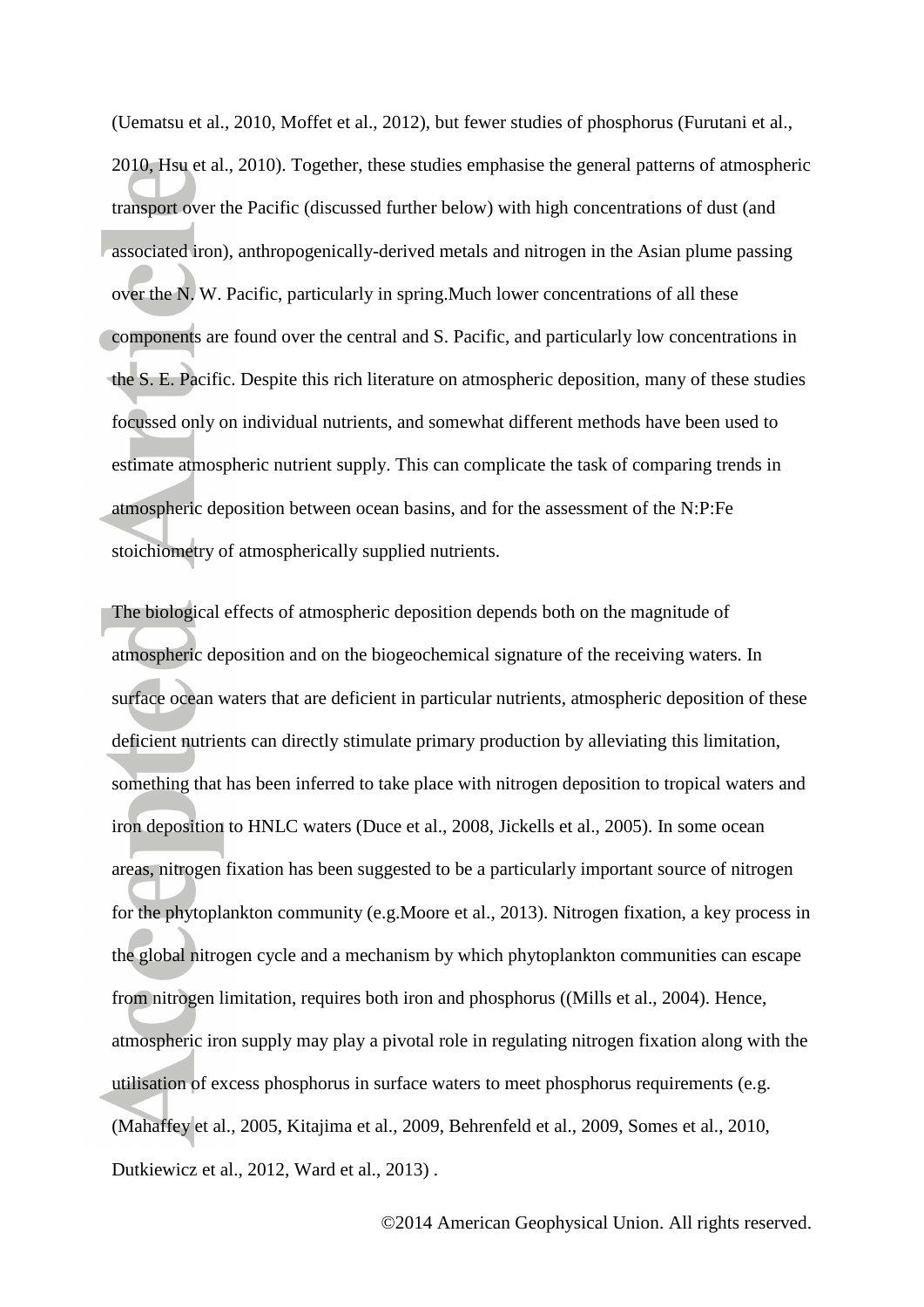(Uematsu et al., 2010, Moffet et al., 2012), but fewer studies of phosphorus (Furutani et al., 2010, Hsu et al., 2010). Together, these studies emphasise the general patterns of atmospheric transport over the Pacific (discussed further below) with high concentrations of dust (and associated iron), anthropogenically-derived metals and nitrogen in the Asian plume passing over the N. W. Pacific, particularly in spring.Much lower concentrations of all these components are found over the central and S. Pacific, and particularly low concentrations in the S. E. Pacific. Despite this rich literature on atmospheric deposition, many of these studies focussed only on individual nutrients, and somewhat different methods have been used to estimate atmospheric nutrient supply. This can complicate the task of comparing trends in atmospheric deposition between ocean basins, and for the assessment of the N:P:Fe stoichiometry of atmospherically supplied nutrients.

The biological effects of atmospheric deposition depends both on the magnitude of atmospheric deposition and on the biogeochemical signature of the receiving waters. In surface ocean waters that are deficient in particular nutrients, atmospheric deposition of these deficient nutrients can directly stimulate primary production by alleviating this limitation, something that has been inferred to take place with nitrogen deposition to tropical waters and iron deposition to HNLC waters (Duce et al., 2008, Jickells et al., 2005). In some ocean areas, nitrogen fixation has been suggested to be a particularly important source of nitrogen for the phytoplankton community (e.g.Moore et al., 2013). Nitrogen fixation, a key process in the global nitrogen cycle and a mechanism by which phytoplankton communities can escape from nitrogen limitation, requires both iron and phosphorus ((Mills et al., 2004). Hence, atmospheric iron supply may play a pivotal role in regulating nitrogen fixation along with the utilisation of excess phosphorus in surface waters to meet phosphorus requirements (e.g. (Mahaffey et al., 2005, Kitajima et al., 2009, Behrenfeld et al., 2009, Somes et al., 2010, Dutkiewicz et al., 2012, Ward et al., 2013) .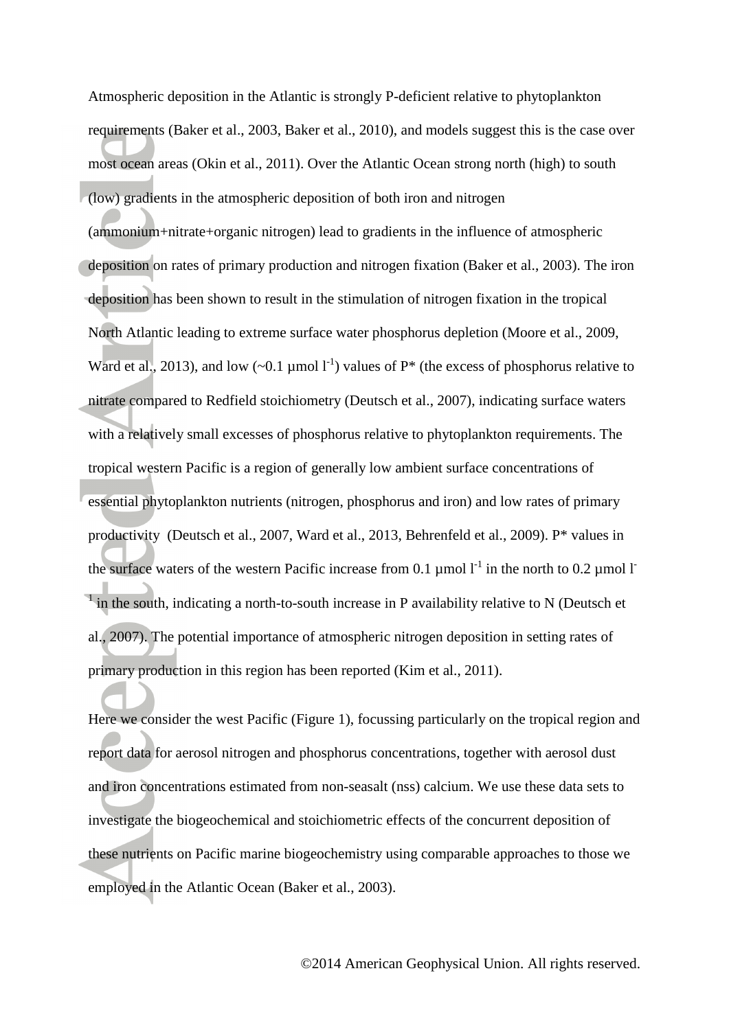Atmospheric deposition in the Atlantic is strongly P-deficient relative to phytoplankton requirements (Baker et al., 2003, Baker et al., 2010), and models suggest this is the case over most ocean areas (Okin et al., 2011). Over the Atlantic Ocean strong north (high) to south (low) gradients in the atmospheric deposition of both iron and nitrogen (ammonium+nitrate+organic nitrogen) lead to gradients in the influence of atmospheric deposition on rates of primary production and nitrogen fixation (Baker et al., 2003). The iron deposition has been shown to result in the stimulation of nitrogen fixation in the tropical North Atlantic leading to extreme surface water phosphorus depletion (Moore et al., 2009, Ward et al., 2013), and low (~0.1 μmol $l^{-1}$) values of P* (the excess of phosphorus relative to nitrate compared to Redfield stoichiometry (Deutsch et al., 2007), indicating surface waters with a relatively small excesses of phosphorus relative to phytoplankton requirements. The tropical western Pacific is a region of generally low ambient surface concentrations of essential phytoplankton nutrients (nitrogen, phosphorus and iron) and low rates of primary productivity (Deutsch et al., 2007, Ward et al., 2013, Behrenfeld et al., 2009). P* values in the surface waters of the western Pacific increase from 0.1 μmol $l^{-1}$ in the north to 0.2 μmol $l^{-1}$ in the south, indicating a north-to-south increase in P availability relative to N (Deutsch et al., 2007). The potential importance of atmospheric nitrogen deposition in setting rates of primary production in this region has been reported (Kim et al., 2011).

Here we consider the west Pacific (Figure 1), focussing particularly on the tropical region and report data for aerosol nitrogen and phosphorus concentrations, together with aerosol dust and iron concentrations estimated from non-seasalt (nss) calcium. We use these data sets to investigate the biogeochemical and stoichiometric effects of the concurrent deposition of these nutrients on Pacific marine biogeochemistry using comparable approaches to those we employed in the Atlantic Ocean (Baker et al., 2003).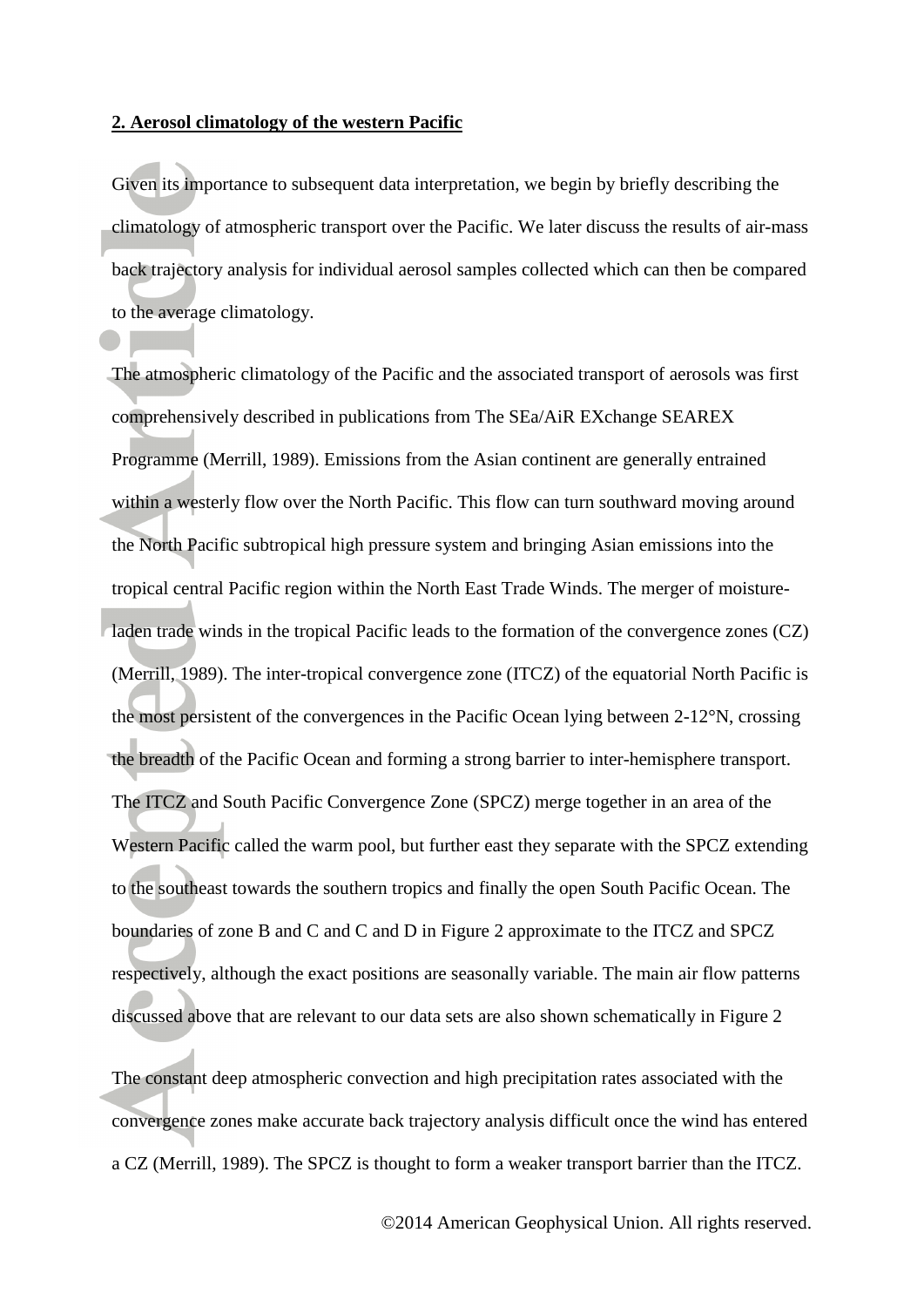## 2. Aerosol climatology of the western Pacific

Given its importance to subsequent data interpretation, we begin by briefly describing the climatology of atmospheric transport over the Pacific. We later discuss the results of air-mass back trajectory analysis for individual aerosol samples collected which can then be compared to the average climatology.

The atmospheric climatology of the Pacific and the associated transport of aerosols was first comprehensively described in publications from The SEa/AiR EXchange SEAREX Programme (Merrill, 1989). Emissions from the Asian continent are generally entrained within a westerly flow over the North Pacific. This flow can turn southward moving around the North Pacific subtropical high pressure system and bringing Asian emissions into the tropical central Pacific region within the North East Trade Winds. The merger of moisture-laden trade winds in the tropical Pacific leads to the formation of the convergence zones (CZ) (Merrill, 1989). The inter-tropical convergence zone (ITCZ) of the equatorial North Pacific is the most persistent of the convergences in the Pacific Ocean lying between 2-12°N, crossing the breadth of the Pacific Ocean and forming a strong barrier to inter-hemisphere transport. The ITCZ and South Pacific Convergence Zone (SPCZ) merge together in an area of the Western Pacific called the warm pool, but further east they separate with the SPCZ extending to the southeast towards the southern tropics and finally the open South Pacific Ocean. The boundaries of zone B and C and C and D in Figure 2 approximate to the ITCZ and SPCZ respectively, although the exact positions are seasonally variable. The main air flow patterns discussed above that are relevant to our data sets are also shown schematically in Figure 2

The constant deep atmospheric convection and high precipitation rates associated with the convergence zones make accurate back trajectory analysis difficult once the wind has entered a CZ (Merrill, 1989). The SPCZ is thought to form a weaker transport barrier than the ITCZ.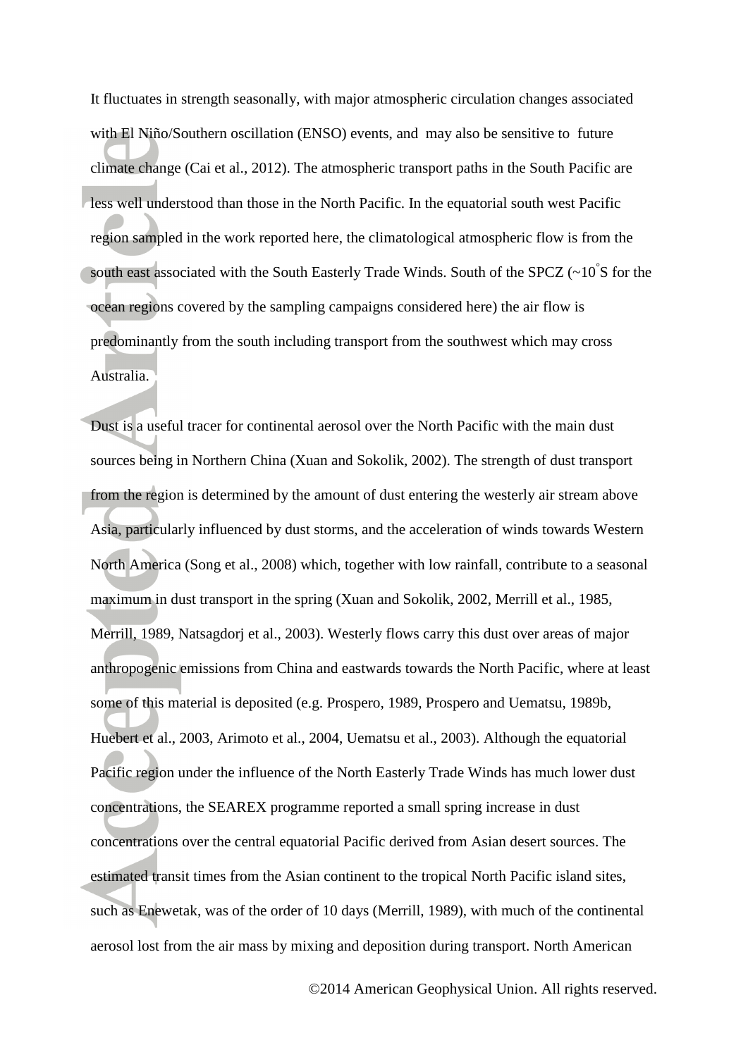It fluctuates in strength seasonally, with major atmospheric circulation changes associated with El Niño/Southern oscillation (ENSO) events, and may also be sensitive to future climate change (Cai et al., 2012). The atmospheric transport paths in the South Pacific are less well understood than those in the North Pacific. In the equatorial south west Pacific region sampled in the work reported here, the climatological atmospheric flow is from the south east associated with the South Easterly Trade Winds. South of the SPCZ (~10$^{\circ}$S for the ocean regions covered by the sampling campaigns considered here) the air flow is predominantly from the south including transport from the southwest which may cross Australia.

Dust is a useful tracer for continental aerosol over the North Pacific with the main dust sources being in Northern China (Xuan and Sokolik, 2002). The strength of dust transport from the region is determined by the amount of dust entering the westerly air stream above Asia, particularly influenced by dust storms, and the acceleration of winds towards Western North America (Song et al., 2008) which, together with low rainfall, contribute to a seasonal maximum in dust transport in the spring (Xuan and Sokolik, 2002, Merrill et al., 1985, Merrill, 1989, Natsagdorj et al., 2003). Westerly flows carry this dust over areas of major anthropogenic emissions from China and eastwards towards the North Pacific, where at least some of this material is deposited (e.g. Prospero, 1989, Prospero and Uematsu, 1989b, Huebert et al., 2003, Arimoto et al., 2004, Uematsu et al., 2003). Although the equatorial Pacific region under the influence of the North Easterly Trade Winds has much lower dust concentrations, the SEAREX programme reported a small spring increase in dust concentrations over the central equatorial Pacific derived from Asian desert sources. The estimated transit times from the Asian continent to the tropical North Pacific island sites, such as Enewetak, was of the order of 10 days (Merrill, 1989), with much of the continental aerosol lost from the air mass by mixing and deposition during transport. North American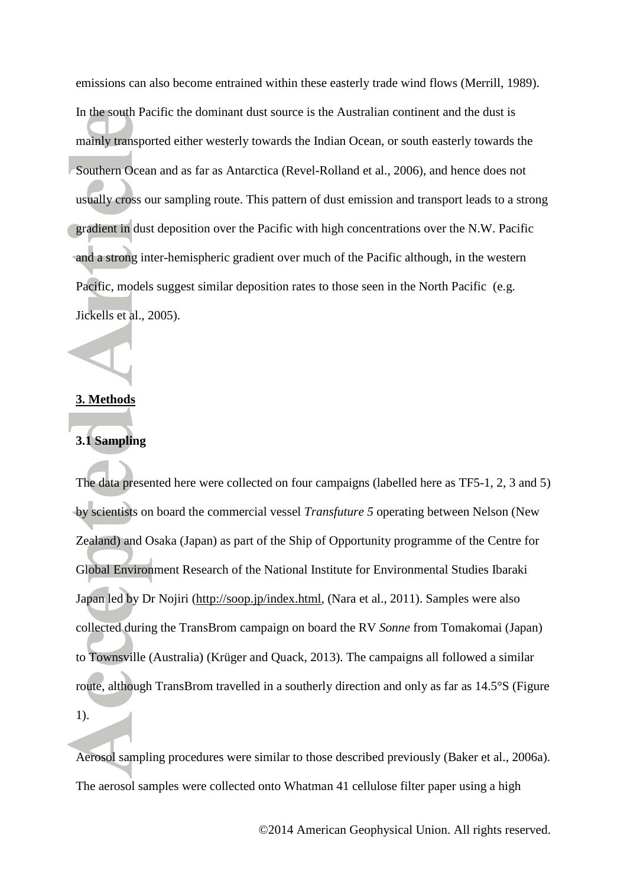emissions can also become entrained within these easterly trade wind flows (Merrill, 1989). In the south Pacific the dominant dust source is the Australian continent and the dust is mainly transported either westerly towards the Indian Ocean, or south easterly towards the Southern Ocean and as far as Antarctica (Revel-Rolland et al., 2006), and hence does not usually cross our sampling route. This pattern of dust emission and transport leads to a strong gradient in dust deposition over the Pacific with high concentrations over the N.W. Pacific and a strong inter-hemispheric gradient over much of the Pacific although, in the western Pacific, models suggest similar deposition rates to those seen in the North Pacific (e.g. Jickells et al., 2005).

## 3. Methods

### 3.1 Sampling

The data presented here were collected on four campaigns (labelled here as TF5-1, 2, 3 and 5) by scientists on board the commercial vessel *Transfuture 5* operating between Nelson (New Zealand) and Osaka (Japan) as part of the Ship of Opportunity programme of the Centre for Global Environment Research of the National Institute for Environmental Studies Ibaraki Japan led by Dr Nojiri (http://soop.jp/index.html, (Nara et al., 2011). Samples were also collected during the TransBrom campaign on board the RV *Sonne* from Tomakomai (Japan) to Townsville (Australia) (Krüger and Quack, 2013). The campaigns all followed a similar route, although TransBrom travelled in a southerly direction and only as far as 14.5°S (Figure 1).

Aerosol sampling procedures were similar to those described previously (Baker et al., 2006a). The aerosol samples were collected onto Whatman 41 cellulose filter paper using a high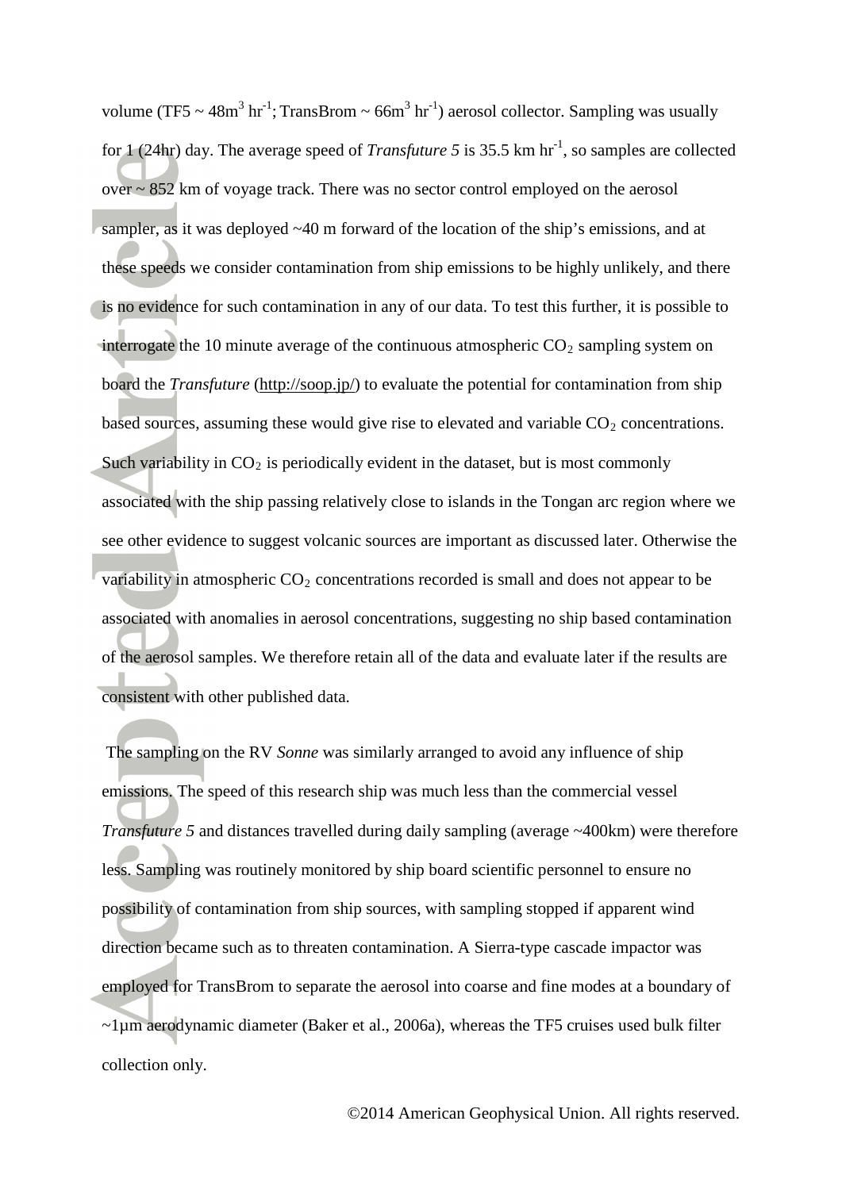volume (TF5 ~ 48m$^3$ hr$^{-1}$; TransBrom ~ 66m$^3$ hr$^{-1}$) aerosol collector. Sampling was usually for 1 (24hr) day. The average speed of *Transfuture 5* is 35.5 km hr$^{-1}$, so samples are collected over ~ 852 km of voyage track. There was no sector control employed on the aerosol sampler, as it was deployed ~40 m forward of the location of the ship's emissions, and at these speeds we consider contamination from ship emissions to be highly unlikely, and there is no evidence for such contamination in any of our data. To test this further, it is possible to interrogate the 10 minute average of the continuous atmospheric $CO_2$ sampling system on board the *Transfuture* (http://soop.jp/) to evaluate the potential for contamination from ship based sources, assuming these would give rise to elevated and variable $CO_2$ concentrations. Such variability in $CO_2$ is periodically evident in the dataset, but is most commonly associated with the ship passing relatively close to islands in the Tongan arc region where we see other evidence to suggest volcanic sources are important as discussed later. Otherwise the variability in atmospheric $CO_2$ concentrations recorded is small and does not appear to be associated with anomalies in aerosol concentrations, suggesting no ship based contamination of the aerosol samples. We therefore retain all of the data and evaluate later if the results are consistent with other published data.

The sampling on the RV *Sonne* was similarly arranged to avoid any influence of ship emissions. The speed of this research ship was much less than the commercial vessel *Transfuture 5* and distances travelled during daily sampling (average ~400km) were therefore less. Sampling was routinely monitored by ship board scientific personnel to ensure no possibility of contamination from ship sources, with sampling stopped if apparent wind direction became such as to threaten contamination. A Sierra-type cascade impactor was employed for TransBrom to separate the aerosol into coarse and fine modes at a boundary of ~1µm aerodynamic diameter (Baker et al., 2006a), whereas the TF5 cruises used bulk filter collection only.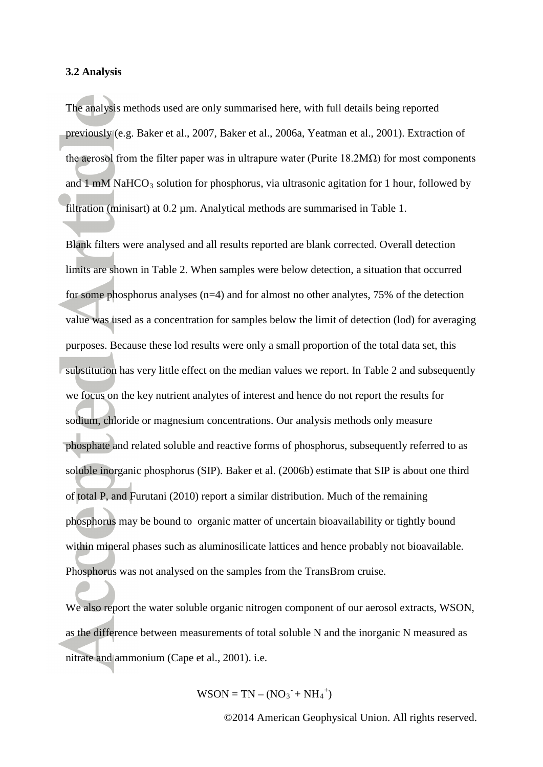### 3.2 Analysis

The analysis methods used are only summarised here, with full details being reported previously (e.g. Baker et al., 2007, Baker et al., 2006a, Yeatman et al., 2001). Extraction of the aerosol from the filter paper was in ultrapure water (Purite 18.2MΩ) for most components and 1 mM $NaHCO_3$ solution for phosphorus, via ultrasonic agitation for 1 hour, followed by filtration (minisart) at 0.2 µm. Analytical methods are summarised in Table 1.

Blank filters were analysed and all results reported are blank corrected. Overall detection limits are shown in Table 2. When samples were below detection, a situation that occurred for some phosphorus analyses (n=4) and for almost no other analytes, 75% of the detection value was used as a concentration for samples below the limit of detection (lod) for averaging purposes. Because these lod results were only a small proportion of the total data set, this substitution has very little effect on the median values we report. In Table 2 and subsequently we focus on the key nutrient analytes of interest and hence do not report the results for sodium, chloride or magnesium concentrations. Our analysis methods only measure phosphate and related soluble and reactive forms of phosphorus, subsequently referred to as soluble inorganic phosphorus (SIP). Baker et al. (2006b) estimate that SIP is about one third of total P, and Furutani (2010) report a similar distribution. Much of the remaining phosphorus may be bound to organic matter of uncertain bioavailability or tightly bound within mineral phases such as aluminosilicate lattices and hence probably not bioavailable. Phosphorus was not analysed on the samples from the TransBrom cruise.

We also report the water soluble organic nitrogen component of our aerosol extracts, WSON, as the difference between measurements of total soluble N and the inorganic N measured as nitrate and ammonium (Cape et al., 2001). i.e.

$$WSON = TN - (NO_3^- + NH_4^+)$$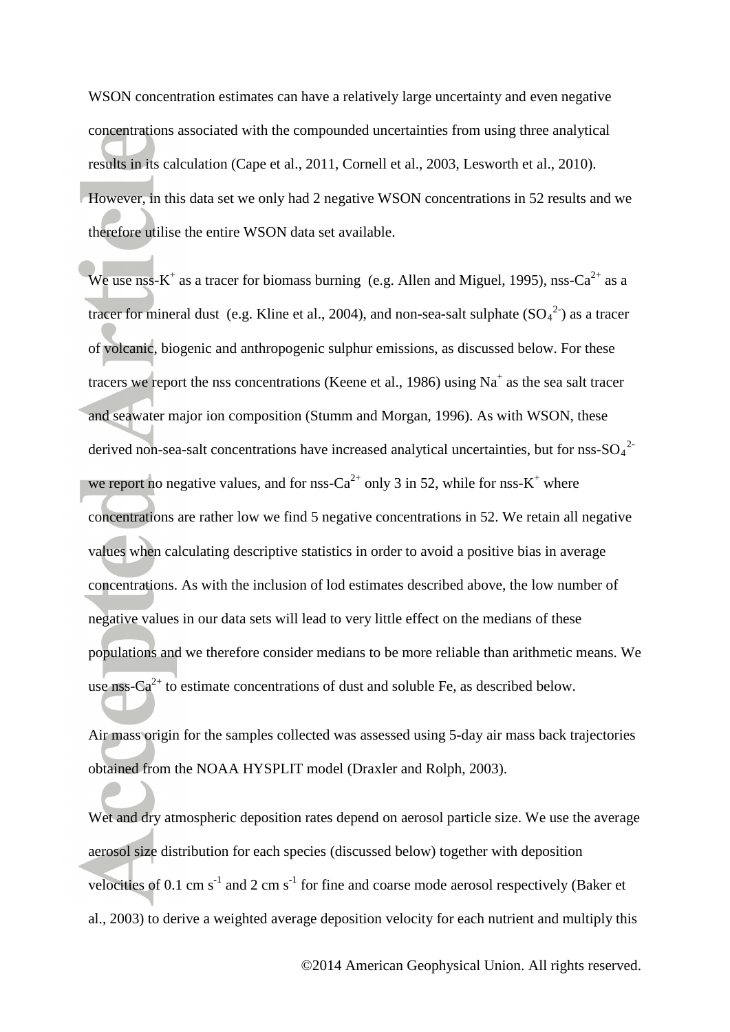WSON concentration estimates can have a relatively large uncertainty and even negative concentrations associated with the compounded uncertainties from using three analytical results in its calculation (Cape et al., 2011, Cornell et al., 2003, Lesworth et al., 2010). However, in this data set we only had 2 negative WSON concentrations in 52 results and we therefore utilise the entire WSON data set available.

We use nss-$K^+$ as a tracer for biomass burning (e.g. Allen and Miguel, 1995), nss-$Ca^{2+}$ as a tracer for mineral dust (e.g. Kline et al., 2004), and non-sea-salt sulphate ($SO_4^{2-}$) as a tracer of volcanic, biogenic and anthropogenic sulphur emissions, as discussed below. For these tracers we report the nss concentrations (Keene et al., 1986) using $Na^+$ as the sea salt tracer and seawater major ion composition (Stumm and Morgan, 1996). As with WSON, these derived non-sea-salt concentrations have increased analytical uncertainties, but for nss-$SO_4^{2-}$ we report no negative values, and for nss-$Ca^{2+}$ only 3 in 52, while for nss-$K^+$ where concentrations are rather low we find 5 negative concentrations in 52. We retain all negative values when calculating descriptive statistics in order to avoid a positive bias in average concentrations. As with the inclusion of lod estimates described above, the low number of negative values in our data sets will lead to very little effect on the medians of these populations and we therefore consider medians to be more reliable than arithmetic means. We use nss-$Ca^{2+}$ to estimate concentrations of dust and soluble Fe, as described below.

Air mass origin for the samples collected was assessed using 5-day air mass back trajectories obtained from the NOAA HYSPLIT model (Draxler and Rolph, 2003).

Wet and dry atmospheric deposition rates depend on aerosol particle size. We use the average aerosol size distribution for each species (discussed below) together with deposition velocities of 0.1 cm $s^{-1}$ and 2 cm $s^{-1}$ for fine and coarse mode aerosol respectively (Baker et al., 2003) to derive a weighted average deposition velocity for each nutrient and multiply this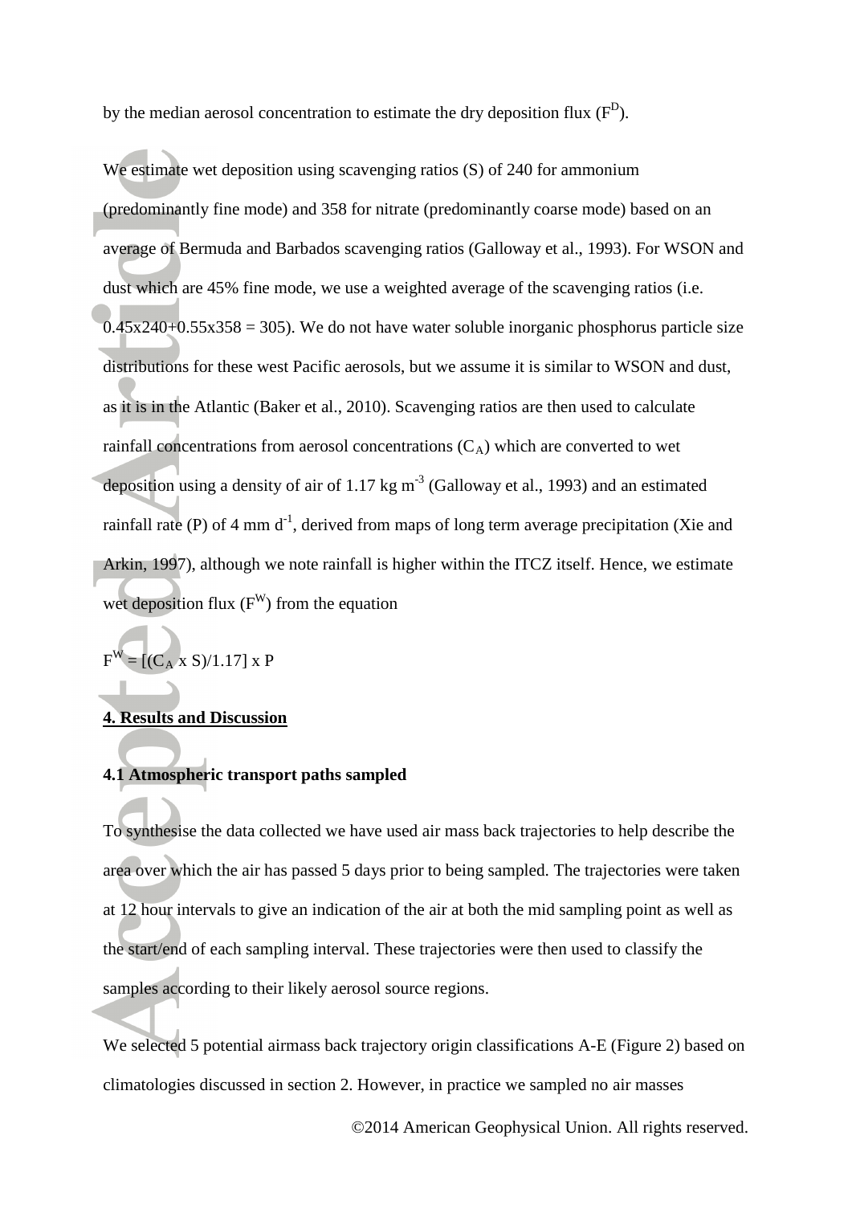by the median aerosol concentration to estimate the dry deposition flux ($F^D$).

We estimate wet deposition using scavenging ratios (S) of 240 for ammonium (predominantly fine mode) and 358 for nitrate (predominantly coarse mode) based on an average of Bermuda and Barbados scavenging ratios (Galloway et al., 1993). For WSON and dust which are 45% fine mode, we use a weighted average of the scavenging ratios (i.e. $0.45 \times 240 + 0.55 \times 358 = 305$). We do not have water soluble inorganic phosphorus particle size distributions for these west Pacific aerosols, but we assume it is similar to WSON and dust, as it is in the Atlantic (Baker et al., 2010). Scavenging ratios are then used to calculate rainfall concentrations from aerosol concentrations ($C_A$) which are converted to wet deposition using a density of air of 1.17 kg m$^{-3}$ (Galloway et al., 1993) and an estimated rainfall rate (P) of 4 mm d$^{-1}$, derived from maps of long term average precipitation (Xie and Arkin, 1997), although we note rainfall is higher within the ITCZ itself. Hence, we estimate wet deposition flux ($F^W$) from the equation

$$F^W = [(C_A \times S)/1.17] \times P$$

## 4. Results and Discussion

### 4.1 Atmospheric transport paths sampled

To synthesise the data collected we have used air mass back trajectories to help describe the area over which the air has passed 5 days prior to being sampled. The trajectories were taken at 12 hour intervals to give an indication of the air at both the mid sampling point as well as the start/end of each sampling interval. These trajectories were then used to classify the samples according to their likely aerosol source regions.

We selected 5 potential airmass back trajectory origin classifications A-E (Figure 2) based on climatologies discussed in section 2. However, in practice we sampled no air masses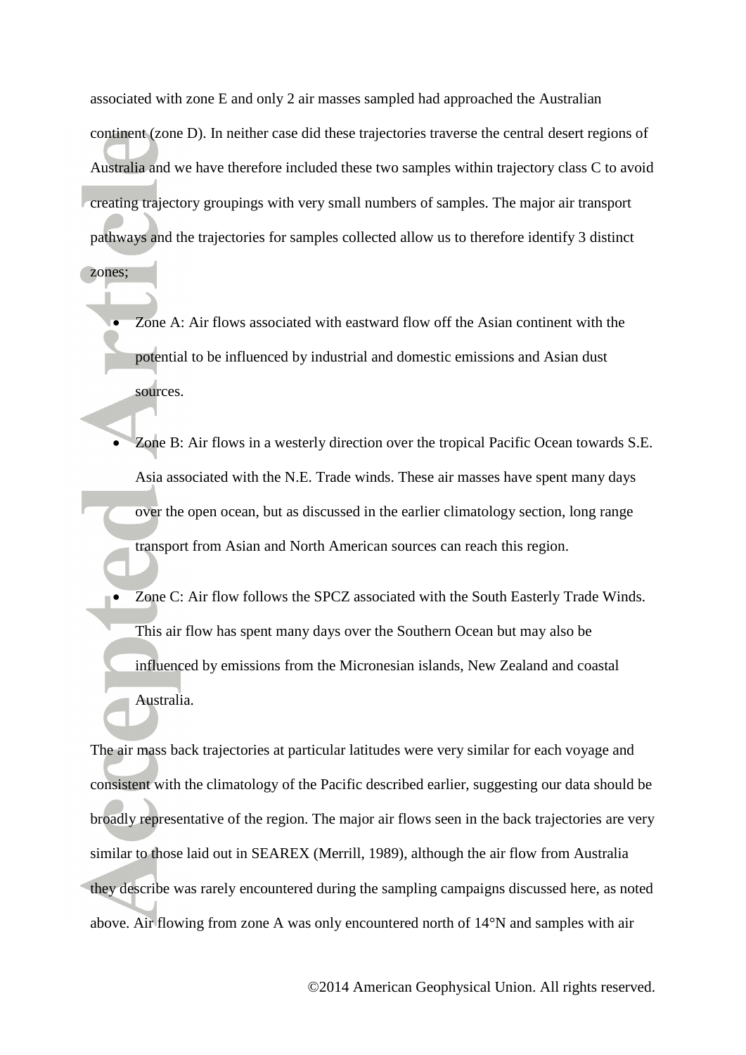associated with zone E and only 2 air masses sampled had approached the Australian continent (zone D). In neither case did these trajectories traverse the central desert regions of Australia and we have therefore included these two samples within trajectory class C to avoid creating trajectory groupings with very small numbers of samples. The major air transport pathways and the trajectories for samples collected allow us to therefore identify 3 distinct zones;

- Zone A: Air flows associated with eastward flow off the Asian continent with the potential to be influenced by industrial and domestic emissions and Asian dust sources.
- Zone B: Air flows in a westerly direction over the tropical Pacific Ocean towards S.E. Asia associated with the N.E. Trade winds. These air masses have spent many days over the open ocean, but as discussed in the earlier climatology section, long range transport from Asian and North American sources can reach this region.
- Zone C: Air flow follows the SPCZ associated with the South Easterly Trade Winds. This air flow has spent many days over the Southern Ocean but may also be influenced by emissions from the Micronesian islands, New Zealand and coastal Australia.

The air mass back trajectories at particular latitudes were very similar for each voyage and consistent with the climatology of the Pacific described earlier, suggesting our data should be broadly representative of the region. The major air flows seen in the back trajectories are very similar to those laid out in SEAREX (Merrill, 1989), although the air flow from Australia they describe was rarely encountered during the sampling campaigns discussed here, as noted above. Air flowing from zone A was only encountered north of 14°N and samples with air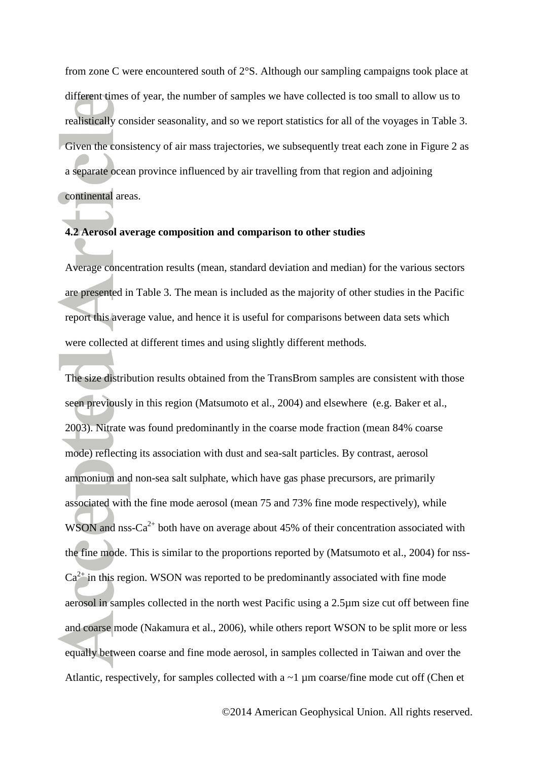from zone C were encountered south of 2°S. Although our sampling campaigns took place at different times of year, the number of samples we have collected is too small to allow us to realistically consider seasonality, and so we report statistics for all of the voyages in Table 3. Given the consistency of air mass trajectories, we subsequently treat each zone in Figure 2 as a separate ocean province influenced by air travelling from that region and adjoining continental areas.

### 4.2 Aerosol average composition and comparison to other studies

Average concentration results (mean, standard deviation and median) for the various sectors are presented in Table 3. The mean is included as the majority of other studies in the Pacific report this average value, and hence it is useful for comparisons between data sets which were collected at different times and using slightly different methods.

The size distribution results obtained from the TransBrom samples are consistent with those seen previously in this region (Matsumoto et al., 2004) and elsewhere (e.g. Baker et al., 2003). Nitrate was found predominantly in the coarse mode fraction (mean 84% coarse mode) reflecting its association with dust and sea-salt particles. By contrast, aerosol ammonium and non-sea salt sulphate, which have gas phase precursors, are primarily associated with the fine mode aerosol (mean 75 and 73% fine mode respectively), while WSON and nss-$Ca^{2+}$ both have on average about 45% of their concentration associated with the fine mode. This is similar to the proportions reported by (Matsumoto et al., 2004) for nss-$Ca^{2+}$ in this region. WSON was reported to be predominantly associated with fine mode aerosol in samples collected in the north west Pacific using a 2.5μm size cut off between fine and coarse mode (Nakamura et al., 2006), while others report WSON to be split more or less equally between coarse and fine mode aerosol, in samples collected in Taiwan and over the Atlantic, respectively, for samples collected with a ~1 μm coarse/fine mode cut off (Chen et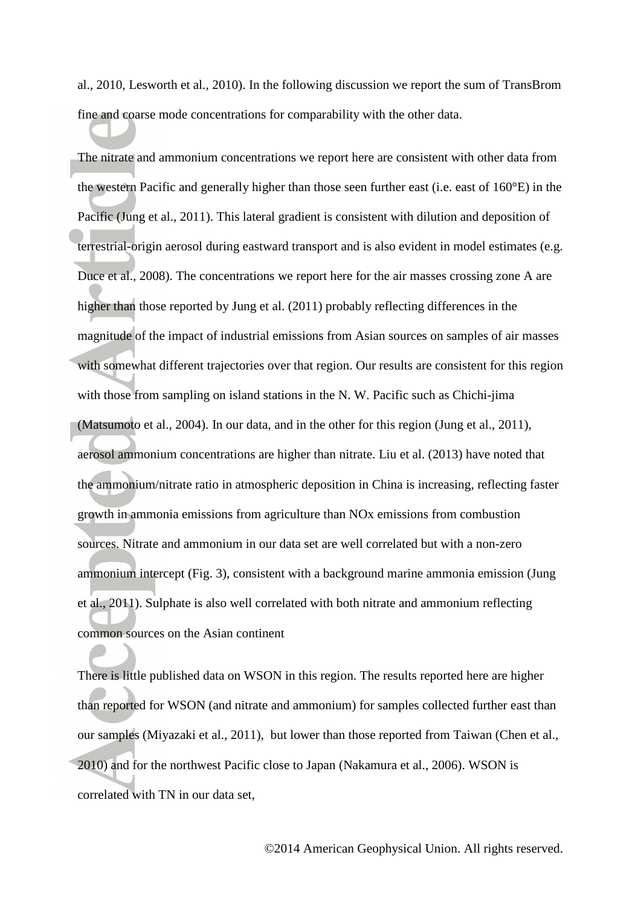al., 2010, Lesworth et al., 2010). In the following discussion we report the sum of TransBrom fine and coarse mode concentrations for comparability with the other data.

The nitrate and ammonium concentrations we report here are consistent with other data from the western Pacific and generally higher than those seen further east (i.e. east of 160°E) in the Pacific (Jung et al., 2011). This lateral gradient is consistent with dilution and deposition of terrestrial-origin aerosol during eastward transport and is also evident in model estimates (e.g. Duce et al., 2008). The concentrations we report here for the air masses crossing zone A are higher than those reported by Jung et al. (2011) probably reflecting differences in the magnitude of the impact of industrial emissions from Asian sources on samples of air masses with somewhat different trajectories over that region. Our results are consistent for this region with those from sampling on island stations in the N. W. Pacific such as Chichi-jima (Matsumoto et al., 2004). In our data, and in the other for this region (Jung et al., 2011), aerosol ammonium concentrations are higher than nitrate. Liu et al. (2013) have noted that the ammonium/nitrate ratio in atmospheric deposition in China is increasing, reflecting faster growth in ammonia emissions from agriculture than NOx emissions from combustion sources. Nitrate and ammonium in our data set are well correlated but with a non-zero ammonium intercept (Fig. 3), consistent with a background marine ammonia emission (Jung et al., 2011). Sulphate is also well correlated with both nitrate and ammonium reflecting common sources on the Asian continent

There is little published data on WSON in this region. The results reported here are higher than reported for WSON (and nitrate and ammonium) for samples collected further east than our samples (Miyazaki et al., 2011), but lower than those reported from Taiwan (Chen et al., 2010) and for the northwest Pacific close to Japan (Nakamura et al., 2006). WSON is correlated with TN in our data set,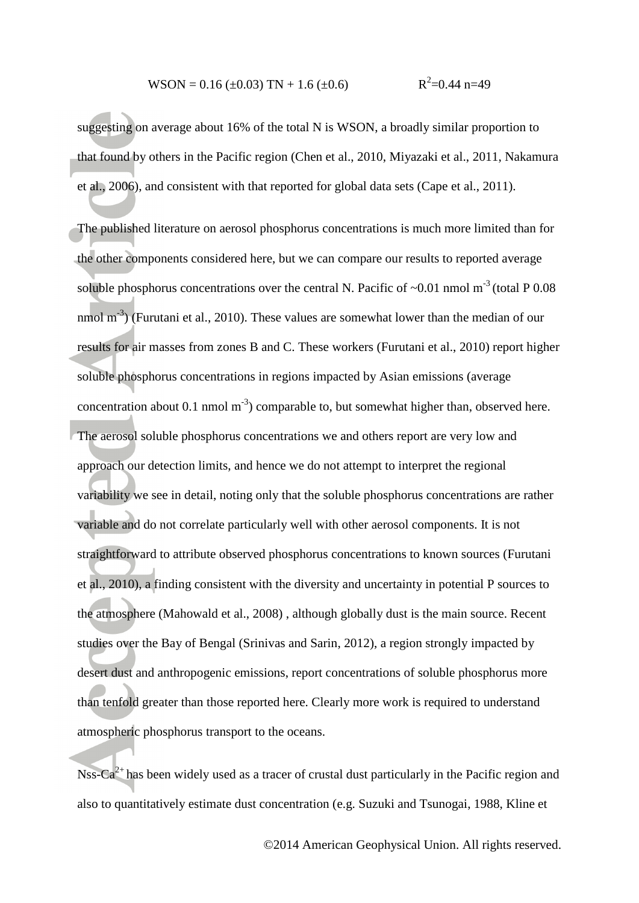$$WSON = 0.16\ (\pm 0.03)\ TN + 1.6\ (\pm 0.6) \qquad R^2=0.44\ n=49$$

suggesting on average about 16% of the total N is WSON, a broadly similar proportion to that found by others in the Pacific region (Chen et al., 2010, Miyazaki et al., 2011, Nakamura et al., 2006), and consistent with that reported for global data sets (Cape et al., 2011).

The published literature on aerosol phosphorus concentrations is much more limited than for the other components considered here, but we can compare our results to reported average soluble phosphorus concentrations over the central N. Pacific of ~0.01 nmol $m^{-3}$ (total P 0.08 nmol $m^{-3}$) (Furutani et al., 2010). These values are somewhat lower than the median of our results for air masses from zones B and C. These workers (Furutani et al., 2010) report higher soluble phosphorus concentrations in regions impacted by Asian emissions (average concentration about 0.1 nmol $m^{-3}$) comparable to, but somewhat higher than, observed here. The aerosol soluble phosphorus concentrations we and others report are very low and approach our detection limits, and hence we do not attempt to interpret the regional variability we see in detail, noting only that the soluble phosphorus concentrations are rather variable and do not correlate particularly well with other aerosol components. It is not straightforward to attribute observed phosphorus concentrations to known sources (Furutani et al., 2010), a finding consistent with the diversity and uncertainty in potential P sources to the atmosphere (Mahowald et al., 2008) , although globally dust is the main source. Recent studies over the Bay of Bengal (Srinivas and Sarin, 2012), a region strongly impacted by desert dust and anthropogenic emissions, report concentrations of soluble phosphorus more than tenfold greater than those reported here. Clearly more work is required to understand atmospheric phosphorus transport to the oceans.

Nss-$Ca^{2+}$ has been widely used as a tracer of crustal dust particularly in the Pacific region and also to quantitatively estimate dust concentration (e.g. Suzuki and Tsunogai, 1988, Kline et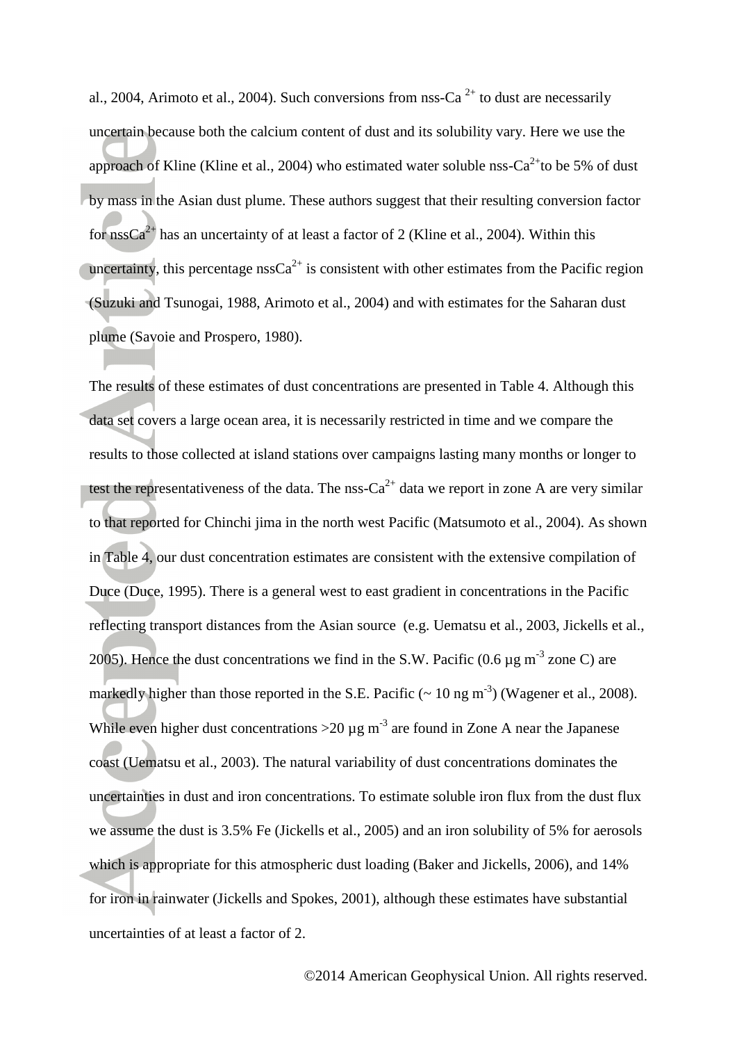al., 2004, Arimoto et al., 2004). Such conversions from nss-$Ca^{2+}$ to dust are necessarily uncertain because both the calcium content of dust and its solubility vary. Here we use the approach of Kline (Kline et al., 2004) who estimated water soluble nss-$Ca^{2+}$to be 5% of dust by mass in the Asian dust plume. These authors suggest that their resulting conversion factor for nss$Ca^{2+}$ has an uncertainty of at least a factor of 2 (Kline et al., 2004). Within this uncertainty, this percentage nss$Ca^{2+}$ is consistent with other estimates from the Pacific region (Suzuki and Tsunogai, 1988, Arimoto et al., 2004) and with estimates for the Saharan dust plume (Savoie and Prospero, 1980).

The results of these estimates of dust concentrations are presented in Table 4. Although this data set covers a large ocean area, it is necessarily restricted in time and we compare the results to those collected at island stations over campaigns lasting many months or longer to test the representativeness of the data. The nss-$Ca^{2+}$ data we report in zone A are very similar to that reported for Chinchi jima in the north west Pacific (Matsumoto et al., 2004). As shown in Table 4, our dust concentration estimates are consistent with the extensive compilation of Duce (Duce, 1995). There is a general west to east gradient in concentrations in the Pacific reflecting transport distances from the Asian source (e.g. Uematsu et al., 2003, Jickells et al., 2005). Hence the dust concentrations we find in the S.W. Pacific (0.6 µg $m^{-3}$ zone C) are markedly higher than those reported in the S.E. Pacific (~ 10 ng $m^{-3}$) (Wagener et al., 2008). While even higher dust concentrations >20 µg $m^{-3}$ are found in Zone A near the Japanese coast (Uematsu et al., 2003). The natural variability of dust concentrations dominates the uncertainties in dust and iron concentrations. To estimate soluble iron flux from the dust flux we assume the dust is 3.5% Fe (Jickells et al., 2005) and an iron solubility of 5% for aerosols which is appropriate for this atmospheric dust loading (Baker and Jickells, 2006), and 14% for iron in rainwater (Jickells and Spokes, 2001), although these estimates have substantial uncertainties of at least a factor of 2.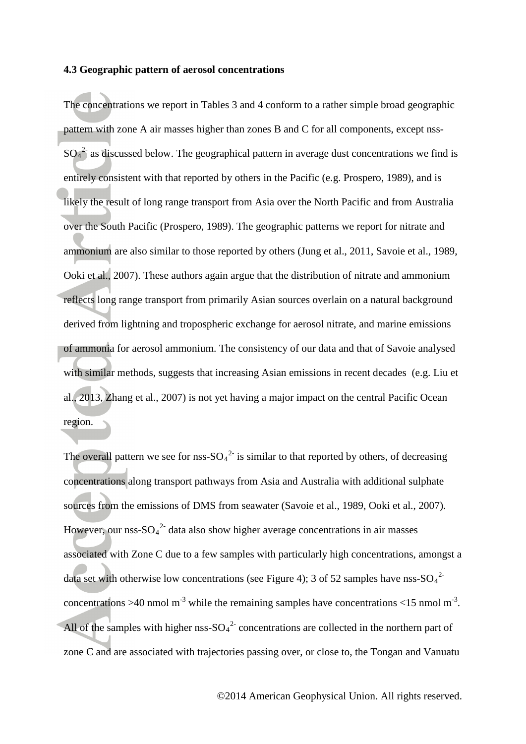### 4.3 Geographic pattern of aerosol concentrations

The concentrations we report in Tables 3 and 4 conform to a rather simple broad geographic pattern with zone A air masses higher than zones B and C for all components, except nss-$SO_4^{2-}$ as discussed below. The geographical pattern in average dust concentrations we find is entirely consistent with that reported by others in the Pacific (e.g. Prospero, 1989), and is likely the result of long range transport from Asia over the North Pacific and from Australia over the South Pacific (Prospero, 1989). The geographic patterns we report for nitrate and ammonium are also similar to those reported by others (Jung et al., 2011, Savoie et al., 1989, Ooki et al., 2007). These authors again argue that the distribution of nitrate and ammonium reflects long range transport from primarily Asian sources overlain on a natural background derived from lightning and tropospheric exchange for aerosol nitrate, and marine emissions of ammonia for aerosol ammonium. The consistency of our data and that of Savoie analysed with similar methods, suggests that increasing Asian emissions in recent decades (e.g. Liu et al., 2013, Zhang et al., 2007) is not yet having a major impact on the central Pacific Ocean region.

The overall pattern we see for nss-$SO_4^{2-}$ is similar to that reported by others, of decreasing concentrations along transport pathways from Asia and Australia with additional sulphate sources from the emissions of DMS from seawater (Savoie et al., 1989, Ooki et al., 2007). However, our nss-$SO_4^{2-}$ data also show higher average concentrations in air masses associated with Zone C due to a few samples with particularly high concentrations, amongst a data set with otherwise low concentrations (see Figure 4); 3 of 52 samples have nss-$SO_4^{2-}$ concentrations >40 nmol $m^{-3}$ while the remaining samples have concentrations <15 nmol $m^{-3}$. All of the samples with higher nss-$SO_4^{2-}$ concentrations are collected in the northern part of zone C and are associated with trajectories passing over, or close to, the Tongan and Vanuatu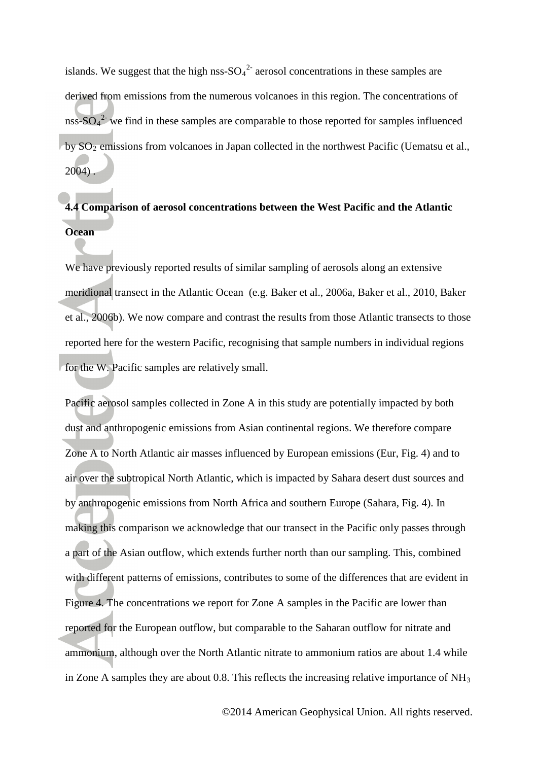islands. We suggest that the high nss-$SO_4^{2-}$ aerosol concentrations in these samples are derived from emissions from the numerous volcanoes in this region. The concentrations of nss-$SO_4^{2-}$ we find in these samples are comparable to those reported for samples influenced by $SO_2$ emissions from volcanoes in Japan collected in the northwest Pacific (Uematsu et al., 2004) .

### 4.4 Comparison of aerosol concentrations between the West Pacific and the Atlantic Ocean

We have previously reported results of similar sampling of aerosols along an extensive meridional transect in the Atlantic Ocean (e.g. Baker et al., 2006a, Baker et al., 2010, Baker et al., 2006b). We now compare and contrast the results from those Atlantic transects to those reported here for the western Pacific, recognising that sample numbers in individual regions for the W. Pacific samples are relatively small.

Pacific aerosol samples collected in Zone A in this study are potentially impacted by both dust and anthropogenic emissions from Asian continental regions. We therefore compare Zone A to North Atlantic air masses influenced by European emissions (Eur, Fig. 4) and to air over the subtropical North Atlantic, which is impacted by Sahara desert dust sources and by anthropogenic emissions from North Africa and southern Europe (Sahara, Fig. 4). In making this comparison we acknowledge that our transect in the Pacific only passes through a part of the Asian outflow, which extends further north than our sampling. This, combined with different patterns of emissions, contributes to some of the differences that are evident in Figure 4. The concentrations we report for Zone A samples in the Pacific are lower than reported for the European outflow, but comparable to the Saharan outflow for nitrate and ammonium, although over the North Atlantic nitrate to ammonium ratios are about 1.4 while in Zone A samples they are about 0.8. This reflects the increasing relative importance of $NH_3$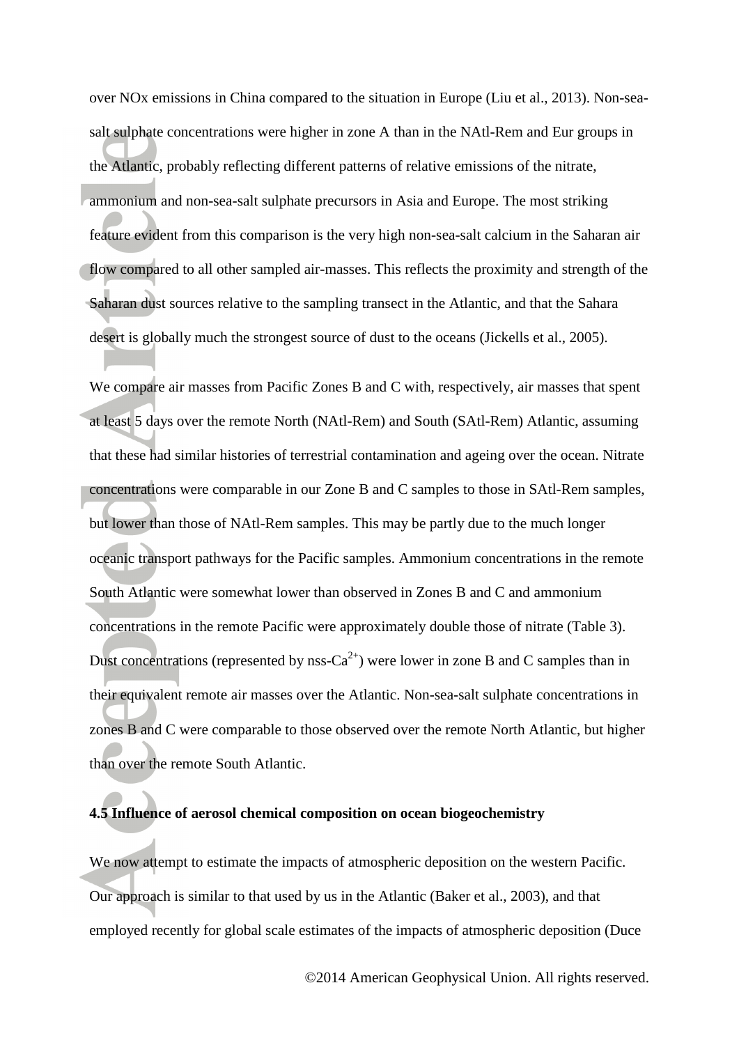over NOx emissions in China compared to the situation in Europe (Liu et al., 2013). Non-sea-salt sulphate concentrations were higher in zone A than in the NAtl-Rem and Eur groups in the Atlantic, probably reflecting different patterns of relative emissions of the nitrate, ammonium and non-sea-salt sulphate precursors in Asia and Europe. The most striking feature evident from this comparison is the very high non-sea-salt calcium in the Saharan air flow compared to all other sampled air-masses. This reflects the proximity and strength of the Saharan dust sources relative to the sampling transect in the Atlantic, and that the Sahara desert is globally much the strongest source of dust to the oceans (Jickells et al., 2005).

We compare air masses from Pacific Zones B and C with, respectively, air masses that spent at least 5 days over the remote North (NAtl-Rem) and South (SAtl-Rem) Atlantic, assuming that these had similar histories of terrestrial contamination and ageing over the ocean. Nitrate concentrations were comparable in our Zone B and C samples to those in SAtl-Rem samples, but lower than those of NAtl-Rem samples. This may be partly due to the much longer oceanic transport pathways for the Pacific samples. Ammonium concentrations in the remote South Atlantic were somewhat lower than observed in Zones B and C and ammonium concentrations in the remote Pacific were approximately double those of nitrate (Table 3). Dust concentrations (represented by nss-$Ca^{2+}$) were lower in zone B and C samples than in their equivalent remote air masses over the Atlantic. Non-sea-salt sulphate concentrations in zones B and C were comparable to those observed over the remote North Atlantic, but higher than over the remote South Atlantic.

### 4.5 Influence of aerosol chemical composition on ocean biogeochemistry

We now attempt to estimate the impacts of atmospheric deposition on the western Pacific. Our approach is similar to that used by us in the Atlantic (Baker et al., 2003), and that employed recently for global scale estimates of the impacts of atmospheric deposition (Duce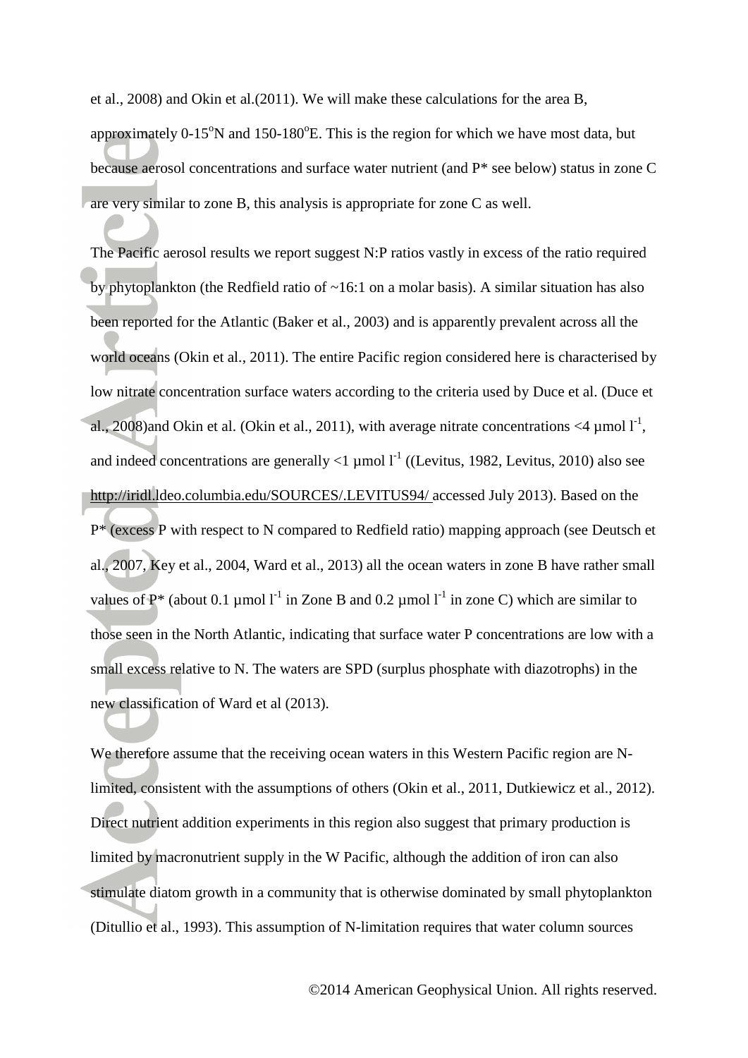et al., 2008) and Okin et al.(2011). We will make these calculations for the area B, approximately 0-15$^{o}$N and 150-180$^{o}$E. This is the region for which we have most data, but because aerosol concentrations and surface water nutrient (and P* see below) status in zone C are very similar to zone B, this analysis is appropriate for zone C as well.

The Pacific aerosol results we report suggest N:P ratios vastly in excess of the ratio required by phytoplankton (the Redfield ratio of ~16:1 on a molar basis). A similar situation has also been reported for the Atlantic (Baker et al., 2003) and is apparently prevalent across all the world oceans (Okin et al., 2011). The entire Pacific region considered here is characterised by low nitrate concentration surface waters according to the criteria used by Duce et al. (Duce et al., 2008)and Okin et al. (Okin et al., 2011), with average nitrate concentrations <4 µmol l$^{-1}$, and indeed concentrations are generally <1 µmol l$^{-1}$ ((Levitus, 1982, Levitus, 2010) also see http://iridl.ldeo.columbia.edu/SOURCES/.LEVITUS94/ accessed July 2013). Based on the P* (excess P with respect to N compared to Redfield ratio) mapping approach (see Deutsch et al., 2007, Key et al., 2004, Ward et al., 2013) all the ocean waters in zone B have rather small values of P* (about 0.1 µmol l$^{-1}$ in Zone B and 0.2 µmol l$^{-1}$ in zone C) which are similar to those seen in the North Atlantic, indicating that surface water P concentrations are low with a small excess relative to N. The waters are SPD (surplus phosphate with diazotrophs) in the new classification of Ward et al (2013).

We therefore assume that the receiving ocean waters in this Western Pacific region are N-limited, consistent with the assumptions of others (Okin et al., 2011, Dutkiewicz et al., 2012). Direct nutrient addition experiments in this region also suggest that primary production is limited by macronutrient supply in the W Pacific, although the addition of iron can also stimulate diatom growth in a community that is otherwise dominated by small phytoplankton (Ditullio et al., 1993). This assumption of N-limitation requires that water column sources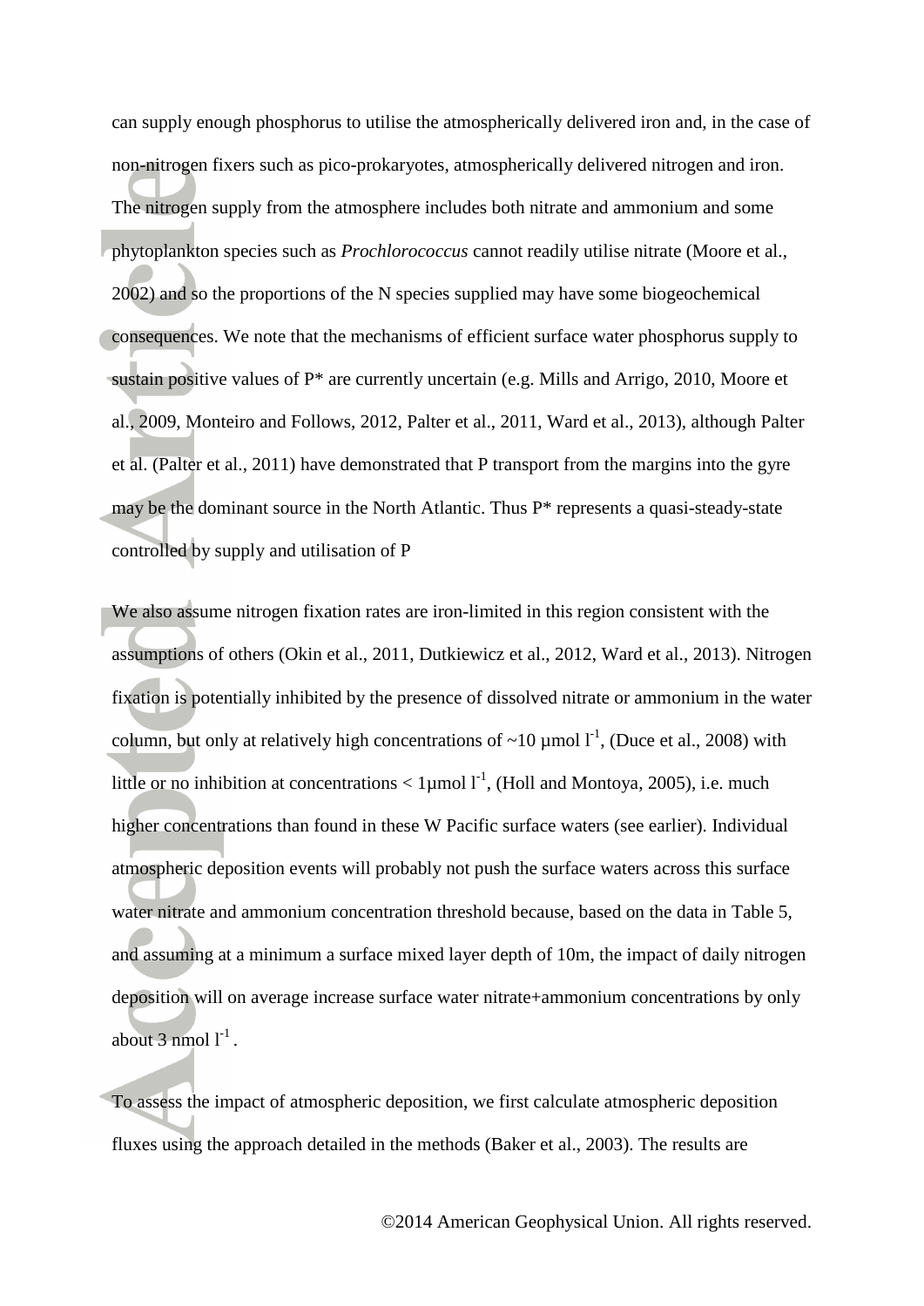can supply enough phosphorus to utilise the atmospherically delivered iron and, in the case of non-nitrogen fixers such as pico-prokaryotes, atmospherically delivered nitrogen and iron. The nitrogen supply from the atmosphere includes both nitrate and ammonium and some phytoplankton species such as *Prochlorococcus* cannot readily utilise nitrate (Moore et al., 2002) and so the proportions of the N species supplied may have some biogeochemical consequences. We note that the mechanisms of efficient surface water phosphorus supply to sustain positive values of P* are currently uncertain (e.g. Mills and Arrigo, 2010, Moore et al., 2009, Monteiro and Follows, 2012, Palter et al., 2011, Ward et al., 2013), although Palter et al. (Palter et al., 2011) have demonstrated that P transport from the margins into the gyre may be the dominant source in the North Atlantic. Thus P* represents a quasi-steady-state controlled by supply and utilisation of P

We also assume nitrogen fixation rates are iron-limited in this region consistent with the assumptions of others (Okin et al., 2011, Dutkiewicz et al., 2012, Ward et al., 2013). Nitrogen fixation is potentially inhibited by the presence of dissolved nitrate or ammonium in the water column, but only at relatively high concentrations of ~10 µmol $l^{-1}$, (Duce et al., 2008) with little or no inhibition at concentrations < 1µmol $l^{-1}$, (Holl and Montoya, 2005), i.e. much higher concentrations than found in these W Pacific surface waters (see earlier). Individual atmospheric deposition events will probably not push the surface waters across this surface water nitrate and ammonium concentration threshold because, based on the data in Table 5, and assuming at a minimum a surface mixed layer depth of 10m, the impact of daily nitrogen deposition will on average increase surface water nitrate+ammonium concentrations by only about 3 nmol $l^{-1}$ .

To assess the impact of atmospheric deposition, we first calculate atmospheric deposition fluxes using the approach detailed in the methods (Baker et al., 2003). The results are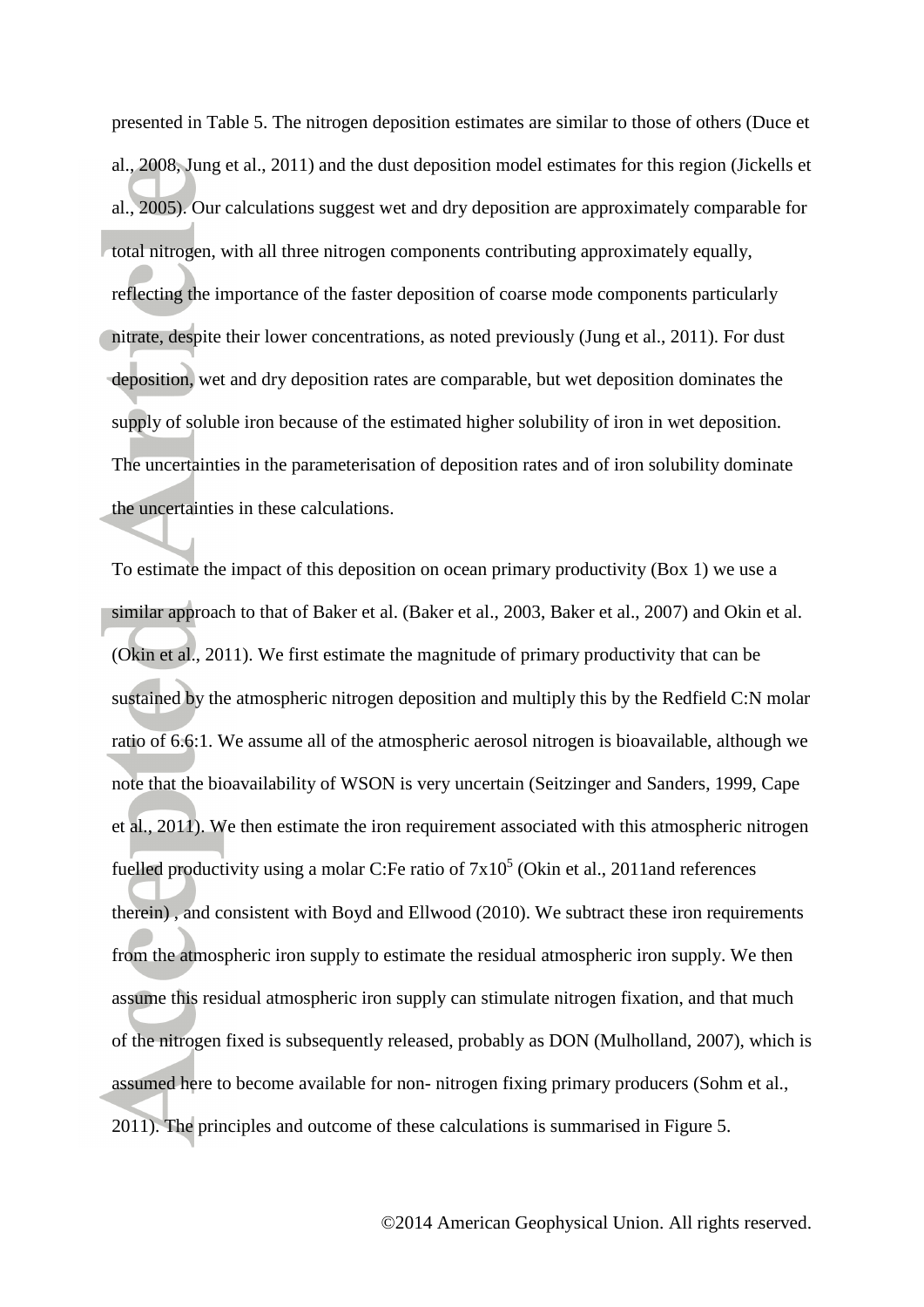presented in Table 5. The nitrogen deposition estimates are similar to those of others (Duce et al., 2008, Jung et al., 2011) and the dust deposition model estimates for this region (Jickells et al., 2005). Our calculations suggest wet and dry deposition are approximately comparable for total nitrogen, with all three nitrogen components contributing approximately equally, reflecting the importance of the faster deposition of coarse mode components particularly nitrate, despite their lower concentrations, as noted previously (Jung et al., 2011). For dust deposition, wet and dry deposition rates are comparable, but wet deposition dominates the supply of soluble iron because of the estimated higher solubility of iron in wet deposition. The uncertainties in the parameterisation of deposition rates and of iron solubility dominate the uncertainties in these calculations.

To estimate the impact of this deposition on ocean primary productivity (Box 1) we use a similar approach to that of Baker et al. (Baker et al., 2003, Baker et al., 2007) and Okin et al. (Okin et al., 2011). We first estimate the magnitude of primary productivity that can be sustained by the atmospheric nitrogen deposition and multiply this by the Redfield C:N molar ratio of 6.6:1. We assume all of the atmospheric aerosol nitrogen is bioavailable, although we note that the bioavailability of WSON is very uncertain (Seitzinger and Sanders, 1999, Cape et al., 2011). We then estimate the iron requirement associated with this atmospheric nitrogen fuelled productivity using a molar C:Fe ratio of $7 \times 10^5$ (Okin et al., 2011and references therein) , and consistent with Boyd and Ellwood (2010). We subtract these iron requirements from the atmospheric iron supply to estimate the residual atmospheric iron supply. We then assume this residual atmospheric iron supply can stimulate nitrogen fixation, and that much of the nitrogen fixed is subsequently released, probably as DON (Mulholland, 2007), which is assumed here to become available for non- nitrogen fixing primary producers (Sohm et al., 2011). The principles and outcome of these calculations is summarised in Figure 5.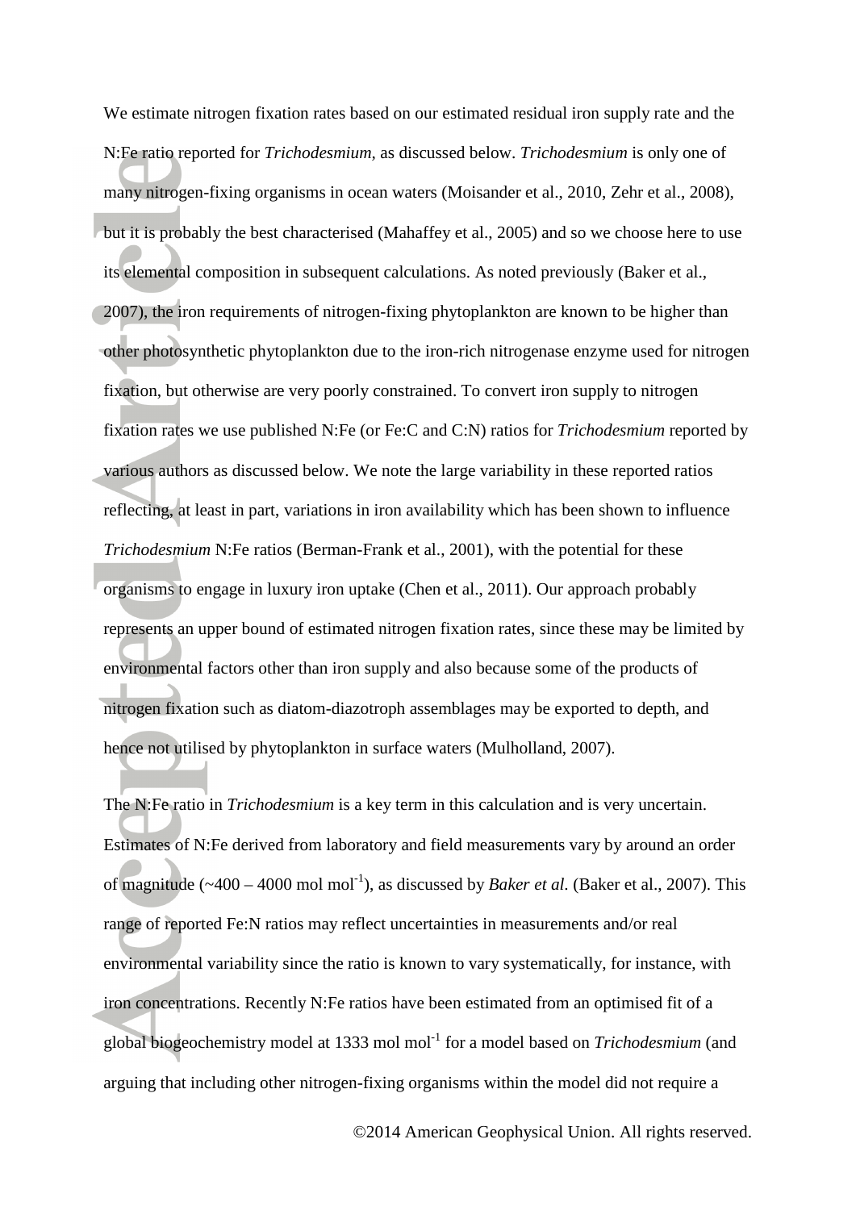We estimate nitrogen fixation rates based on our estimated residual iron supply rate and the N:Fe ratio reported for *Trichodesmium*, as discussed below. *Trichodesmium* is only one of many nitrogen-fixing organisms in ocean waters (Moisander et al., 2010, Zehr et al., 2008), but it is probably the best characterised (Mahaffey et al., 2005) and so we choose here to use its elemental composition in subsequent calculations. As noted previously (Baker et al., 2007), the iron requirements of nitrogen-fixing phytoplankton are known to be higher than other photosynthetic phytoplankton due to the iron-rich nitrogenase enzyme used for nitrogen fixation, but otherwise are very poorly constrained. To convert iron supply to nitrogen fixation rates we use published N:Fe (or Fe:C and C:N) ratios for *Trichodesmium* reported by various authors as discussed below. We note the large variability in these reported ratios reflecting, at least in part, variations in iron availability which has been shown to influence *Trichodesmium* N:Fe ratios (Berman-Frank et al., 2001), with the potential for these organisms to engage in luxury iron uptake (Chen et al., 2011). Our approach probably represents an upper bound of estimated nitrogen fixation rates, since these may be limited by environmental factors other than iron supply and also because some of the products of nitrogen fixation such as diatom-diazotroph assemblages may be exported to depth, and hence not utilised by phytoplankton in surface waters (Mulholland, 2007).

The N:Fe ratio in *Trichodesmium* is a key term in this calculation and is very uncertain. Estimates of N:Fe derived from laboratory and field measurements vary by around an order of magnitude (~400 – 4000 mol $mol^{-1}$), as discussed by *Baker et al.* (Baker et al., 2007). This range of reported Fe:N ratios may reflect uncertainties in measurements and/or real environmental variability since the ratio is known to vary systematically, for instance, with iron concentrations. Recently N:Fe ratios have been estimated from an optimised fit of a global biogeochemistry model at 1333 mol $mol^{-1}$ for a model based on *Trichodesmium* (and arguing that including other nitrogen-fixing organisms within the model did not require a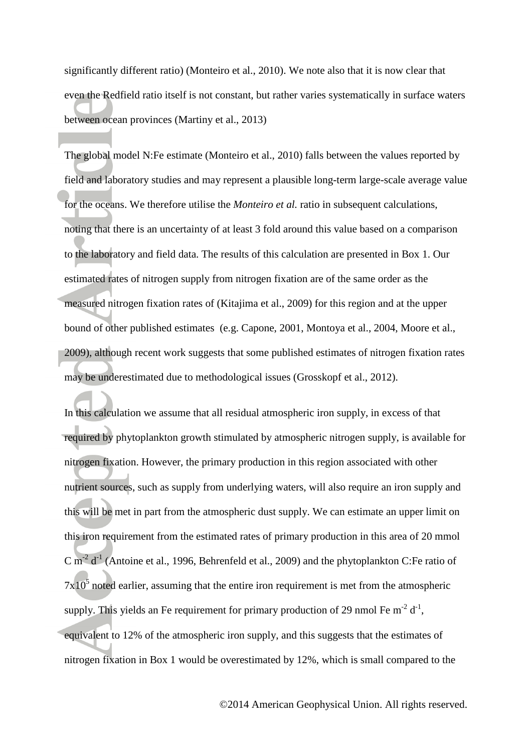significantly different ratio) (Monteiro et al., 2010). We note also that it is now clear that even the Redfield ratio itself is not constant, but rather varies systematically in surface waters between ocean provinces (Martiny et al., 2013)

The global model N:Fe estimate (Monteiro et al., 2010) falls between the values reported by field and laboratory studies and may represent a plausible long-term large-scale average value for the oceans. We therefore utilise the *Monteiro et al.* ratio in subsequent calculations, noting that there is an uncertainty of at least 3 fold around this value based on a comparison to the laboratory and field data. The results of this calculation are presented in Box 1. Our estimated rates of nitrogen supply from nitrogen fixation are of the same order as the measured nitrogen fixation rates of (Kitajima et al., 2009) for this region and at the upper bound of other published estimates (e.g. Capone, 2001, Montoya et al., 2004, Moore et al., 2009), although recent work suggests that some published estimates of nitrogen fixation rates may be underestimated due to methodological issues (Grosskopf et al., 2012).

In this calculation we assume that all residual atmospheric iron supply, in excess of that required by phytoplankton growth stimulated by atmospheric nitrogen supply, is available for nitrogen fixation. However, the primary production in this region associated with other nutrient sources, such as supply from underlying waters, will also require an iron supply and this will be met in part from the atmospheric dust supply. We can estimate an upper limit on this iron requirement from the estimated rates of primary production in this area of 20 mmol C $m^{-2}$ $d^{-1}$ (Antoine et al., 1996, Behrenfeld et al., 2009) and the phytoplankton C:Fe ratio of $7x10^5$ noted earlier, assuming that the entire iron requirement is met from the atmospheric supply. This yields an Fe requirement for primary production of 29 nmol Fe $m^{-2}$ $d^{-1}$, equivalent to 12% of the atmospheric iron supply, and this suggests that the estimates of nitrogen fixation in Box 1 would be overestimated by 12%, which is small compared to the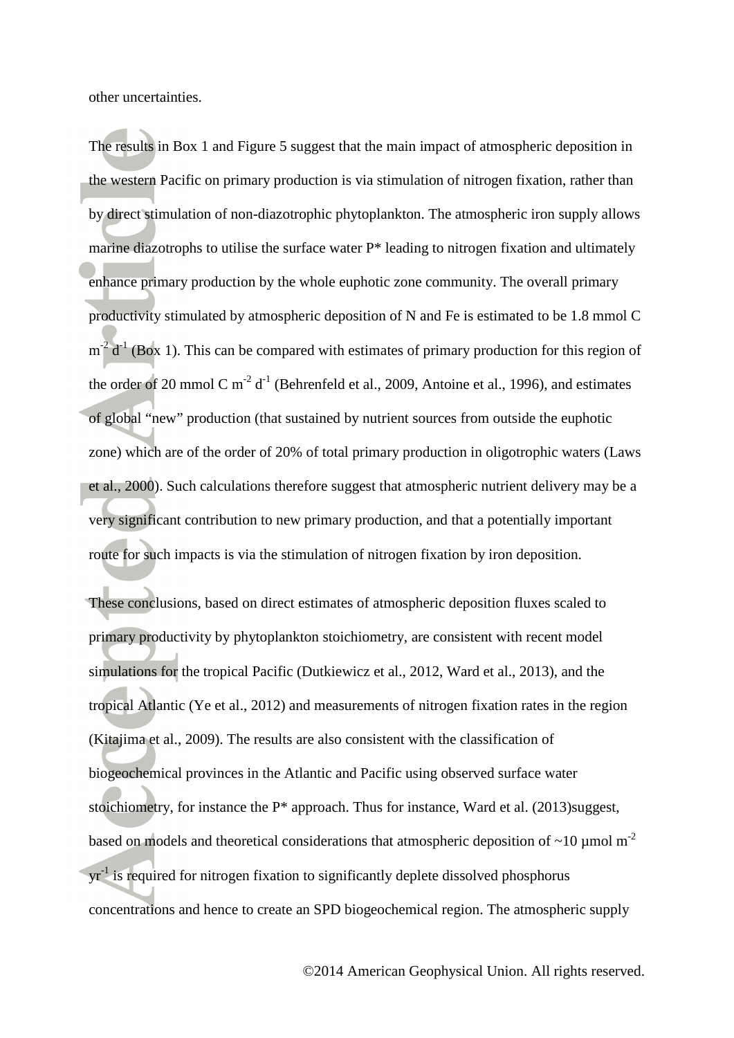other uncertainties.

The results in Box 1 and Figure 5 suggest that the main impact of atmospheric deposition in the western Pacific on primary production is via stimulation of nitrogen fixation, rather than by direct stimulation of non-diazotrophic phytoplankton. The atmospheric iron supply allows marine diazotrophs to utilise the surface water P* leading to nitrogen fixation and ultimately enhance primary production by the whole euphotic zone community. The overall primary productivity stimulated by atmospheric deposition of N and Fe is estimated to be 1.8 mmol C $m^{-2}$ $d^{-1}$ (Box 1). This can be compared with estimates of primary production for this region of the order of 20 mmol C $m^{-2}$ $d^{-1}$ (Behrenfeld et al., 2009, Antoine et al., 1996), and estimates of global "new" production (that sustained by nutrient sources from outside the euphotic zone) which are of the order of 20% of total primary production in oligotrophic waters (Laws et al., 2000). Such calculations therefore suggest that atmospheric nutrient delivery may be a very significant contribution to new primary production, and that a potentially important route for such impacts is via the stimulation of nitrogen fixation by iron deposition.

These conclusions, based on direct estimates of atmospheric deposition fluxes scaled to primary productivity by phytoplankton stoichiometry, are consistent with recent model simulations for the tropical Pacific (Dutkiewicz et al., 2012, Ward et al., 2013), and the tropical Atlantic (Ye et al., 2012) and measurements of nitrogen fixation rates in the region (Kitajima et al., 2009). The results are also consistent with the classification of biogeochemical provinces in the Atlantic and Pacific using observed surface water stoichiometry, for instance the P* approach. Thus for instance, Ward et al. (2013)suggest, based on models and theoretical considerations that atmospheric deposition of ~10 µmol $m^{-2}$ $yr^{-1}$ is required for nitrogen fixation to significantly deplete dissolved phosphorus concentrations and hence to create an SPD biogeochemical region. The atmospheric supply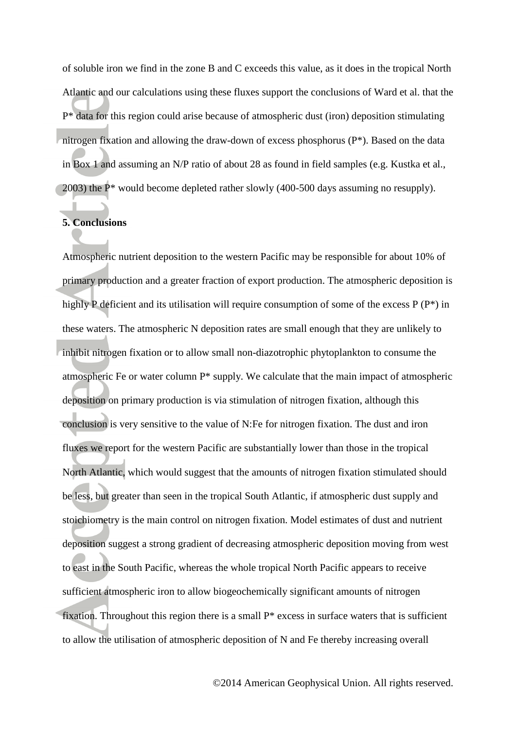of soluble iron we find in the zone B and C exceeds this value, as it does in the tropical North Atlantic and our calculations using these fluxes support the conclusions of Ward et al. that the P* data for this region could arise because of atmospheric dust (iron) deposition stimulating nitrogen fixation and allowing the draw-down of excess phosphorus (P*). Based on the data in Box 1 and assuming an N/P ratio of about 28 as found in field samples (e.g. Kustka et al., 2003) the P* would become depleted rather slowly (400-500 days assuming no resupply).

## 5. Conclusions

Atmospheric nutrient deposition to the western Pacific may be responsible for about 10% of primary production and a greater fraction of export production. The atmospheric deposition is highly P deficient and its utilisation will require consumption of some of the excess P (P*) in these waters. The atmospheric N deposition rates are small enough that they are unlikely to inhibit nitrogen fixation or to allow small non-diazotrophic phytoplankton to consume the atmospheric Fe or water column P* supply. We calculate that the main impact of atmospheric deposition on primary production is via stimulation of nitrogen fixation, although this conclusion is very sensitive to the value of N:Fe for nitrogen fixation. The dust and iron fluxes we report for the western Pacific are substantially lower than those in the tropical North Atlantic, which would suggest that the amounts of nitrogen fixation stimulated should be less, but greater than seen in the tropical South Atlantic, if atmospheric dust supply and stoichiometry is the main control on nitrogen fixation. Model estimates of dust and nutrient deposition suggest a strong gradient of decreasing atmospheric deposition moving from west to east in the South Pacific, whereas the whole tropical North Pacific appears to receive sufficient atmospheric iron to allow biogeochemically significant amounts of nitrogen fixation. Throughout this region there is a small P* excess in surface waters that is sufficient to allow the utilisation of atmospheric deposition of N and Fe thereby increasing overall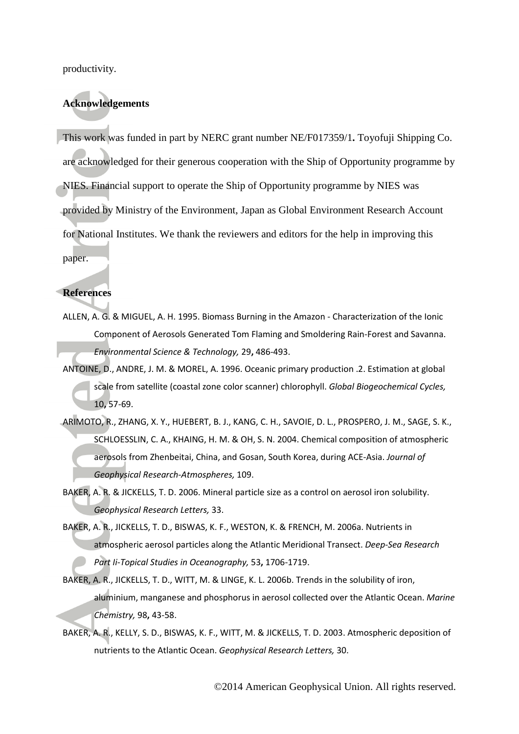productivity.

## Acknowledgements

This work was funded in part by NERC grant number NE/F017359/1**.** Toyofuji Shipping Co. are acknowledged for their generous cooperation with the Ship of Opportunity programme by NIES. Financial support to operate the Ship of Opportunity programme by NIES was provided by Ministry of the Environment, Japan as Global Environment Research Account for National Institutes. We thank the reviewers and editors for the help in improving this paper.

## References

ALLEN, A. G. & MIGUEL, A. H. 1995. Biomass Burning in the Amazon - Characterization of the Ionic Component of Aerosols Generated Tom Flaming and Smoldering Rain-Forest and Savanna. *Environmental Science & Technology,* 29**,** 486-493.

ANTOINE, D., ANDRE, J. M. & MOREL, A. 1996. Oceanic primary production .2. Estimation at global scale from satellite (coastal zone color scanner) chlorophyll. *Global Biogeochemical Cycles,* 10**,** 57-69.

ARIMOTO, R., ZHANG, X. Y., HUEBERT, B. J., KANG, C. H., SAVOIE, D. L., PROSPERO, J. M., SAGE, S. K., SCHLOESSLIN, C. A., KHAING, H. M. & OH, S. N. 2004. Chemical composition of atmospheric aerosols from Zhenbeitai, China, and Gosan, South Korea, during ACE-Asia. *Journal of Geophysical Research-Atmospheres,* 109.

BAKER, A. R. & JICKELLS, T. D. 2006. Mineral particle size as a control on aerosol iron solubility. *Geophysical Research Letters,* 33.

BAKER, A. R., JICKELLS, T. D., BISWAS, K. F., WESTON, K. & FRENCH, M. 2006a. Nutrients in atmospheric aerosol particles along the Atlantic Meridional Transect. *Deep-Sea Research Part Ii-Topical Studies in Oceanography,* 53**,** 1706-1719.

BAKER, A. R., JICKELLS, T. D., WITT, M. & LINGE, K. L. 2006b. Trends in the solubility of iron, aluminium, manganese and phosphorus in aerosol collected over the Atlantic Ocean. *Marine Chemistry,* 98**,** 43-58.

BAKER, A. R., KELLY, S. D., BISWAS, K. F., WITT, M. & JICKELLS, T. D. 2003. Atmospheric deposition of nutrients to the Atlantic Ocean. *Geophysical Research Letters,* 30.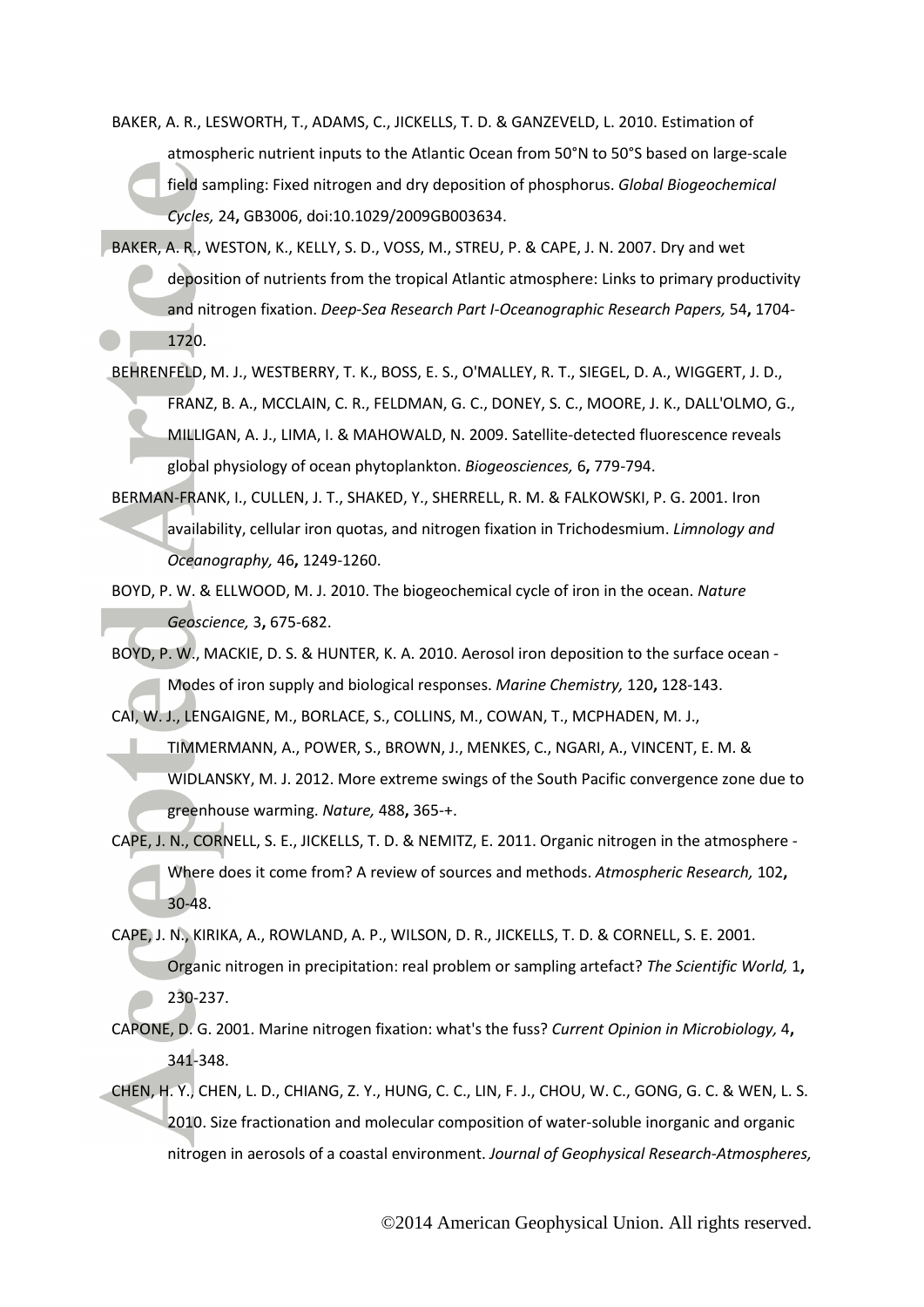BAKER, A. R., LESWORTH, T., ADAMS, C., JICKELLS, T. D. & GANZEVELD, L. 2010. Estimation of atmospheric nutrient inputs to the Atlantic Ocean from 50°N to 50°S based on large-scale field sampling: Fixed nitrogen and dry deposition of phosphorus. *Global Biogeochemical Cycles,* 24**,** GB3006, doi:10.1029/2009GB003634.

BAKER, A. R., WESTON, K., KELLY, S. D., VOSS, M., STREU, P. & CAPE, J. N. 2007. Dry and wet deposition of nutrients from the tropical Atlantic atmosphere: Links to primary productivity and nitrogen fixation. *Deep-Sea Research Part I-Oceanographic Research Papers,* 54**,** 1704-1720.

BEHRENFELD, M. J., WESTBERRY, T. K., BOSS, E. S., O'MALLEY, R. T., SIEGEL, D. A., WIGGERT, J. D., FRANZ, B. A., MCCLAIN, C. R., FELDMAN, G. C., DONEY, S. C., MOORE, J. K., DALL'OLMO, G., MILLIGAN, A. J., LIMA, I. & MAHOWALD, N. 2009. Satellite-detected fluorescence reveals global physiology of ocean phytoplankton. *Biogeosciences,* 6**,** 779-794.

BERMAN-FRANK, I., CULLEN, J. T., SHAKED, Y., SHERRELL, R. M. & FALKOWSKI, P. G. 2001. Iron availability, cellular iron quotas, and nitrogen fixation in Trichodesmium. *Limnology and Oceanography,* 46**,** 1249-1260.

BOYD, P. W. & ELLWOOD, M. J. 2010. The biogeochemical cycle of iron in the ocean. *Nature Geoscience,* 3**,** 675-682.

BOYD, P. W., MACKIE, D. S. & HUNTER, K. A. 2010. Aerosol iron deposition to the surface ocean - Modes of iron supply and biological responses. *Marine Chemistry,* 120**,** 128-143.

CAI, W. J., LENGAIGNE, M., BORLACE, S., COLLINS, M., COWAN, T., MCPHADEN, M. J., TIMMERMANN, A., POWER, S., BROWN, J., MENKES, C., NGARI, A., VINCENT, E. M. & WIDLANSKY, M. J. 2012. More extreme swings of the South Pacific convergence zone due to greenhouse warming. *Nature,* 488**,** 365-+.

CAPE, J. N., CORNELL, S. E., JICKELLS, T. D. & NEMITZ, E. 2011. Organic nitrogen in the atmosphere - Where does it come from? A review of sources and methods. *Atmospheric Research,* 102**,** 30-48.

CAPE, J. N., KIRIKA, A., ROWLAND, A. P., WILSON, D. R., JICKELLS, T. D. & CORNELL, S. E. 2001. Organic nitrogen in precipitation: real problem or sampling artefact? *The Scientific World,* 1**,** 230-237.

CAPONE, D. G. 2001. Marine nitrogen fixation: what's the fuss? *Current Opinion in Microbiology,* 4**,** 341-348.

CHEN, H. Y., CHEN, L. D., CHIANG, Z. Y., HUNG, C. C., LIN, F. J., CHOU, W. C., GONG, G. C. & WEN, L. S. 2010. Size fractionation and molecular composition of water-soluble inorganic and organic nitrogen in aerosols of a coastal environment. *Journal of Geophysical Research-Atmospheres,*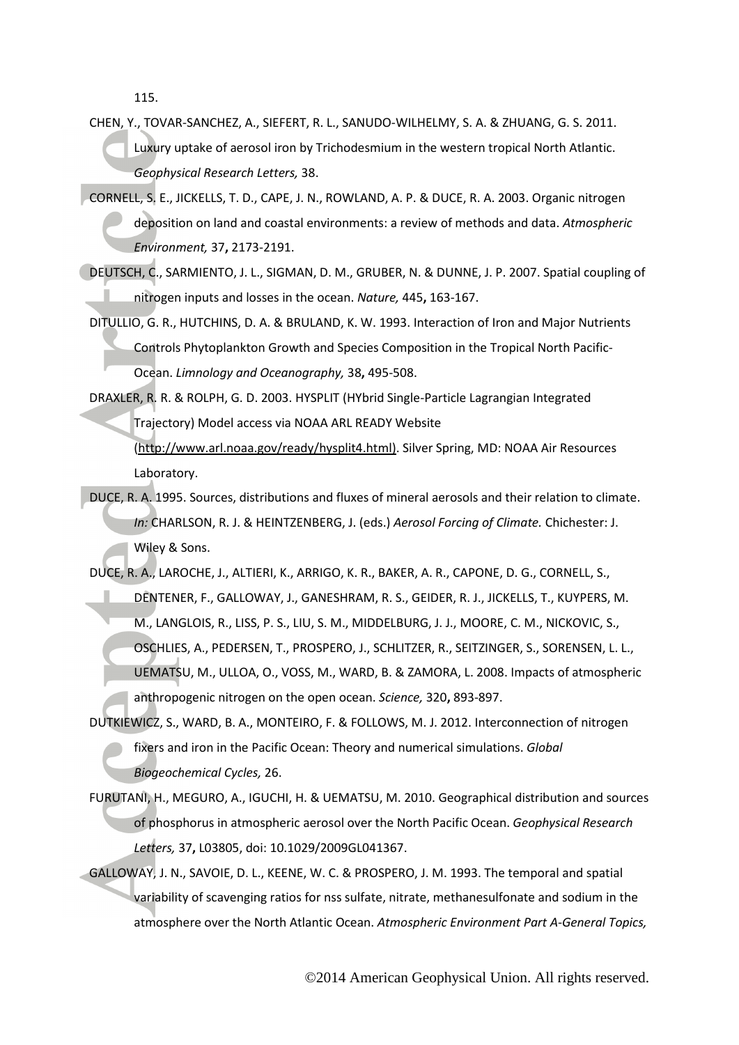115.

CHEN, Y., TOVAR-SANCHEZ, A., SIEFERT, R. L., SANUDO-WILHELMY, S. A. & ZHUANG, G. S. 2011. Luxury uptake of aerosol iron by Trichodesmium in the western tropical North Atlantic. *Geophysical Research Letters,* 38.

CORNELL, S. E., JICKELLS, T. D., CAPE, J. N., ROWLAND, A. P. & DUCE, R. A. 2003. Organic nitrogen deposition on land and coastal environments: a review of methods and data. *Atmospheric Environment,* 37**,** 2173-2191.

DEUTSCH, C., SARMIENTO, J. L., SIGMAN, D. M., GRUBER, N. & DUNNE, J. P. 2007. Spatial coupling of nitrogen inputs and losses in the ocean. *Nature,* 445**,** 163-167.

DITULLIO, G. R., HUTCHINS, D. A. & BRULAND, K. W. 1993. Interaction of Iron and Major Nutrients Controls Phytoplankton Growth and Species Composition in the Tropical North Pacific-Ocean. *Limnology and Oceanography,* 38**,** 495-508.

DRAXLER, R. R. & ROLPH, G. D. 2003. HYSPLIT (HYbrid Single-Particle Lagrangian Integrated Trajectory) Model access via NOAA ARL READY Website (http://www.arl.noaa.gov/ready/hysplit4.html). Silver Spring, MD: NOAA Air Resources Laboratory.

DUCE, R. A. 1995. Sources, distributions and fluxes of mineral aerosols and their relation to climate. *In:* CHARLSON, R. J. & HEINTZENBERG, J. (eds.) *Aerosol Forcing of Climate.* Chichester: J. Wiley & Sons.

DUCE, R. A., LAROCHE, J., ALTIERI, K., ARRIGO, K. R., BAKER, A. R., CAPONE, D. G., CORNELL, S., DENTENER, F., GALLOWAY, J., GANESHRAM, R. S., GEIDER, R. J., JICKELLS, T., KUYPERS, M. M., LANGLOIS, R., LISS, P. S., LIU, S. M., MIDDELBURG, J. J., MOORE, C. M., NICKOVIC, S., OSCHLIES, A., PEDERSEN, T., PROSPERO, J., SCHLITZER, R., SEITZINGER, S., SORENSEN, L. L., UEMATSU, M., ULLOA, O., VOSS, M., WARD, B. & ZAMORA, L. 2008. Impacts of atmospheric anthropogenic nitrogen on the open ocean. *Science,* 320**,** 893-897.

DUTKIEWICZ, S., WARD, B. A., MONTEIRO, F. & FOLLOWS, M. J. 2012. Interconnection of nitrogen fixers and iron in the Pacific Ocean: Theory and numerical simulations. *Global Biogeochemical Cycles,* 26.

FURUTANI, H., MEGURO, A., IGUCHI, H. & UEMATSU, M. 2010. Geographical distribution and sources of phosphorus in atmospheric aerosol over the North Pacific Ocean. *Geophysical Research Letters,* 37**,** L03805, doi: 10.1029/2009GL041367.

GALLOWAY, J. N., SAVOIE, D. L., KEENE, W. C. & PROSPERO, J. M. 1993. The temporal and spatial variability of scavenging ratios for nss sulfate, nitrate, methanesulfonate and sodium in the atmosphere over the North Atlantic Ocean. *Atmospheric Environment Part A-General Topics,*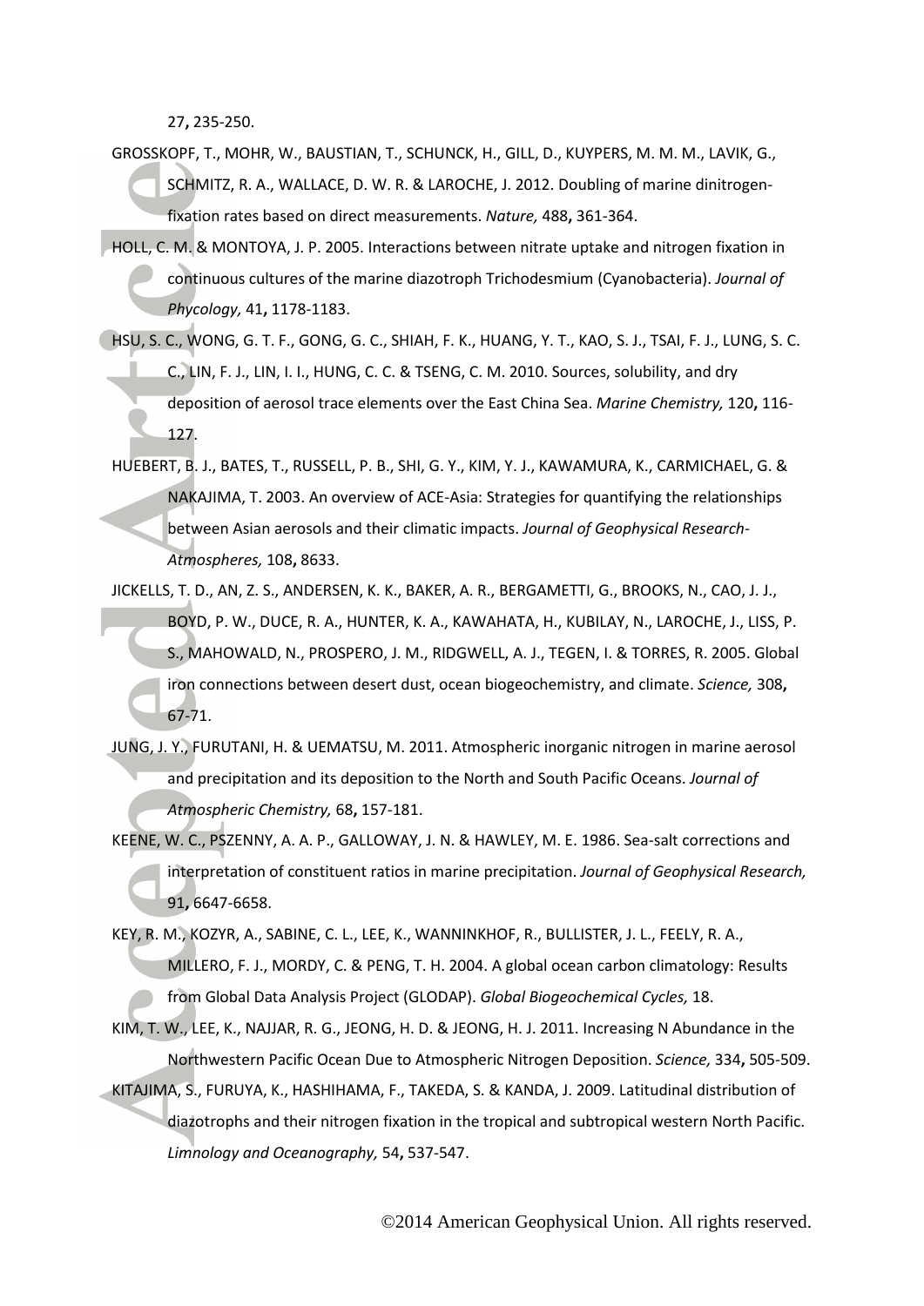27, 235-250.

GROSSKOPF, T., MOHR, W., BAUSTIAN, T., SCHUNCK, H., GILL, D., KUYPERS, M. M. M., LAVIK, G., SCHMITZ, R. A., WALLACE, D. W. R. & LAROCHE, J. 2012. Doubling of marine dinitrogen-fixation rates based on direct measurements. *Nature,* 488**,** 361-364.

HOLL, C. M. & MONTOYA, J. P. 2005. Interactions between nitrate uptake and nitrogen fixation in continuous cultures of the marine diazotroph Trichodesmium (Cyanobacteria). *Journal of Phycology,* 41**,** 1178-1183.

HSU, S. C., WONG, G. T. F., GONG, G. C., SHIAH, F. K., HUANG, Y. T., KAO, S. J., TSAI, F. J., LUNG, S. C. C., LIN, F. J., LIN, I. I., HUNG, C. C. & TSENG, C. M. 2010. Sources, solubility, and dry deposition of aerosol trace elements over the East China Sea. *Marine Chemistry,* 120**,** 116-127.

HUEBERT, B. J., BATES, T., RUSSELL, P. B., SHI, G. Y., KIM, Y. J., KAWAMURA, K., CARMICHAEL, G. & NAKAJIMA, T. 2003. An overview of ACE-Asia: Strategies for quantifying the relationships between Asian aerosols and their climatic impacts. *Journal of Geophysical Research-Atmospheres,* 108**,** 8633.

JICKELLS, T. D., AN, Z. S., ANDERSEN, K. K., BAKER, A. R., BERGAMETTI, G., BROOKS, N., CAO, J. J., BOYD, P. W., DUCE, R. A., HUNTER, K. A., KAWAHATA, H., KUBILAY, N., LAROCHE, J., LISS, P. S., MAHOWALD, N., PROSPERO, J. M., RIDGWELL, A. J., TEGEN, I. & TORRES, R. 2005. Global iron connections between desert dust, ocean biogeochemistry, and climate. *Science,* 308**,** 67-71.

JUNG, J. Y., FURUTANI, H. & UEMATSU, M. 2011. Atmospheric inorganic nitrogen in marine aerosol and precipitation and its deposition to the North and South Pacific Oceans. *Journal of Atmospheric Chemistry,* 68**,** 157-181.

KEENE, W. C., PSZENNY, A. A. P., GALLOWAY, J. N. & HAWLEY, M. E. 1986. Sea-salt corrections and interpretation of constituent ratios in marine precipitation. *Journal of Geophysical Research,* 91**,** 6647-6658.

KEY, R. M., KOZYR, A., SABINE, C. L., LEE, K., WANNINKHOF, R., BULLISTER, J. L., FEELY, R. A., MILLERO, F. J., MORDY, C. & PENG, T. H. 2004. A global ocean carbon climatology: Results from Global Data Analysis Project (GLODAP). *Global Biogeochemical Cycles,* 18.

KIM, T. W., LEE, K., NAJJAR, R. G., JEONG, H. D. & JEONG, H. J. 2011. Increasing N Abundance in the Northwestern Pacific Ocean Due to Atmospheric Nitrogen Deposition. *Science,* 334**,** 505-509.

KITAJIMA, S., FURUYA, K., HASHIHAMA, F., TAKEDA, S. & KANDA, J. 2009. Latitudinal distribution of diazotrophs and their nitrogen fixation in the tropical and subtropical western North Pacific. *Limnology and Oceanography,* 54**,** 537-547.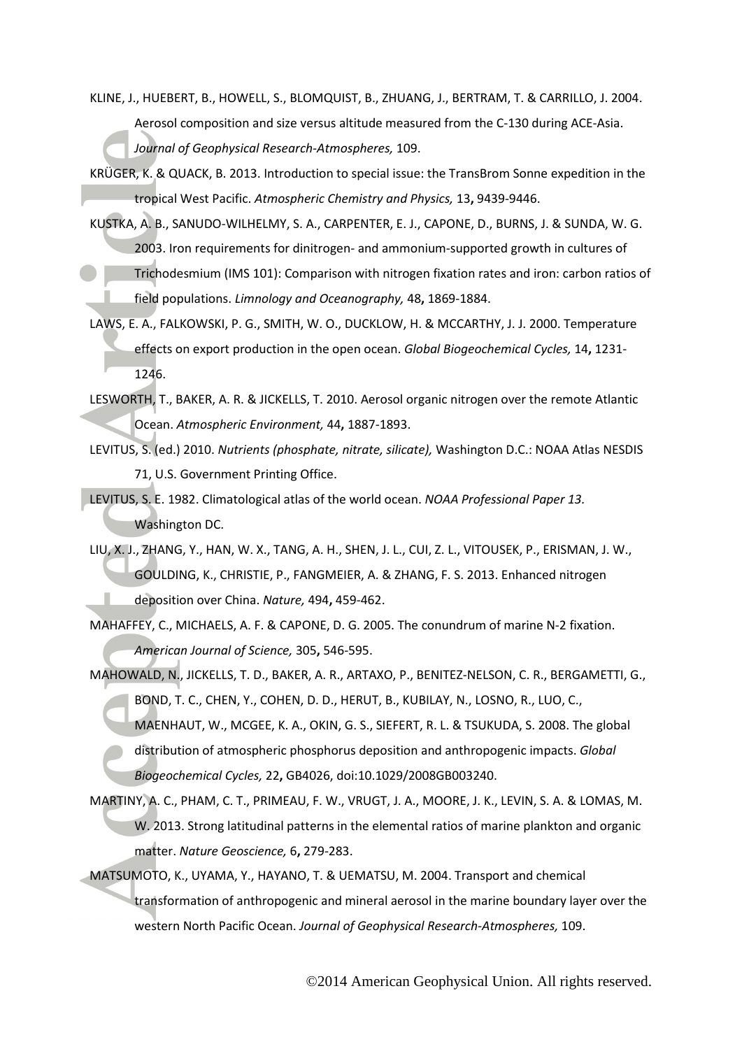KLINE, J., HUEBERT, B., HOWELL, S., BLOMQUIST, B., ZHUANG, J., BERTRAM, T. & CARRILLO, J. 2004. Aerosol composition and size versus altitude measured from the C-130 during ACE-Asia. *Journal of Geophysical Research-Atmospheres,* 109.

KRÜGER, K. & QUACK, B. 2013. Introduction to special issue: the TransBrom Sonne expedition in the tropical West Pacific. *Atmospheric Chemistry and Physics,* 13**,** 9439-9446.

KUSTKA, A. B., SANUDO-WILHELMY, S. A., CARPENTER, E. J., CAPONE, D., BURNS, J. & SUNDA, W. G. 2003. Iron requirements for dinitrogen- and ammonium-supported growth in cultures of Trichodesmium (IMS 101): Comparison with nitrogen fixation rates and iron: carbon ratios of field populations. *Limnology and Oceanography,* 48**,** 1869-1884.

LAWS, E. A., FALKOWSKI, P. G., SMITH, W. O., DUCKLOW, H. & MCCARTHY, J. J. 2000. Temperature effects on export production in the open ocean. *Global Biogeochemical Cycles,* 14**,** 1231-1246.

LESWORTH, T., BAKER, A. R. & JICKELLS, T. 2010. Aerosol organic nitrogen over the remote Atlantic Ocean. *Atmospheric Environment,* 44**,** 1887-1893.

LEVITUS, S. (ed.) 2010. *Nutrients (phosphate, nitrate, silicate),* Washington D.C.: NOAA Atlas NESDIS 71, U.S. Government Printing Office.

LEVITUS, S. E. 1982. Climatological atlas of the world ocean. *NOAA Professional Paper 13.* Washington DC.

LIU, X. J., ZHANG, Y., HAN, W. X., TANG, A. H., SHEN, J. L., CUI, Z. L., VITOUSEK, P., ERISMAN, J. W., GOULDING, K., CHRISTIE, P., FANGMEIER, A. & ZHANG, F. S. 2013. Enhanced nitrogen deposition over China. *Nature,* 494**,** 459-462.

MAHAFFEY, C., MICHAELS, A. F. & CAPONE, D. G. 2005. The conundrum of marine N-2 fixation. *American Journal of Science,* 305**,** 546-595.

MAHOWALD, N., JICKELLS, T. D., BAKER, A. R., ARTAXO, P., BENITEZ-NELSON, C. R., BERGAMETTI, G., BOND, T. C., CHEN, Y., COHEN, D. D., HERUT, B., KUBILAY, N., LOSNO, R., LUO, C., MAENHAUT, W., MCGEE, K. A., OKIN, G. S., SIEFERT, R. L. & TSUKUDA, S. 2008. The global distribution of atmospheric phosphorus deposition and anthropogenic impacts. *Global Biogeochemical Cycles,* 22**,** GB4026, doi:10.1029/2008GB003240.

MARTINY, A. C., PHAM, C. T., PRIMEAU, F. W., VRUGT, J. A., MOORE, J. K., LEVIN, S. A. & LOMAS, M. W. 2013. Strong latitudinal patterns in the elemental ratios of marine plankton and organic matter. *Nature Geoscience,* 6**,** 279-283.

MATSUMOTO, K., UYAMA, Y., HAYANO, T. & UEMATSU, M. 2004. Transport and chemical transformation of anthropogenic and mineral aerosol in the marine boundary layer over the western North Pacific Ocean. *Journal of Geophysical Research-Atmospheres,* 109.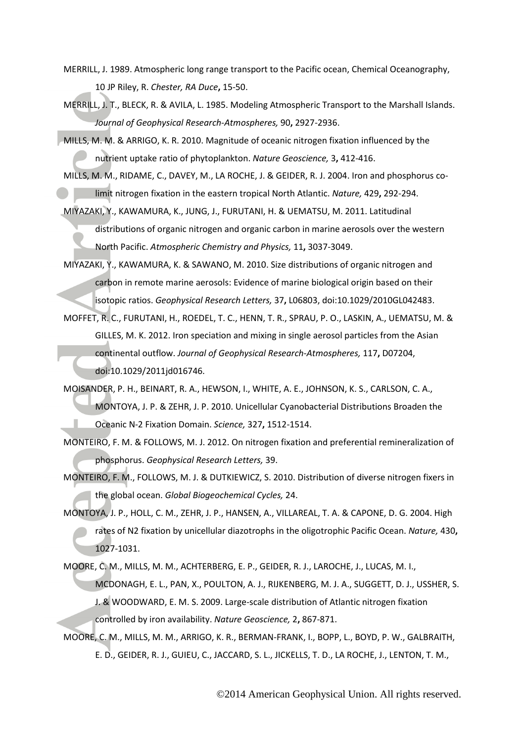MERRILL, J. 1989. Atmospheric long range transport to the Pacific ocean, Chemical Oceanography, 10 JP Riley, R. *Chester, RA Duce*, 15-50.

MERRILL, J. T., BLECK, R. & AVILA, L. 1985. Modeling Atmospheric Transport to the Marshall Islands. *Journal of Geophysical Research-Atmospheres,* 90**,** 2927-2936.

MILLS, M. M. & ARRIGO, K. R. 2010. Magnitude of oceanic nitrogen fixation influenced by the nutrient uptake ratio of phytoplankton. *Nature Geoscience,* 3**,** 412-416.

MILLS, M. M., RIDAME, C., DAVEY, M., LA ROCHE, J. & GEIDER, R. J. 2004. Iron and phosphorus co-limit nitrogen fixation in the eastern tropical North Atlantic. *Nature,* 429**,** 292-294.

MIYAZAKI, Y., KAWAMURA, K., JUNG, J., FURUTANI, H. & UEMATSU, M. 2011. Latitudinal distributions of organic nitrogen and organic carbon in marine aerosols over the western North Pacific. *Atmospheric Chemistry and Physics,* 11**,** 3037-3049.

MIYAZAKI, Y., KAWAMURA, K. & SAWANO, M. 2010. Size distributions of organic nitrogen and carbon in remote marine aerosols: Evidence of marine biological origin based on their isotopic ratios. *Geophysical Research Letters,* 37**,** L06803, doi:10.1029/2010GL042483.

MOFFET, R. C., FURUTANI, H., ROEDEL, T. C., HENN, T. R., SPRAU, P. O., LASKIN, A., UEMATSU, M. & GILLES, M. K. 2012. Iron speciation and mixing in single aerosol particles from the Asian continental outflow. *Journal of Geophysical Research-Atmospheres,* 117**,** D07204, doi:10.1029/2011jd016746.

MOISANDER, P. H., BEINART, R. A., HEWSON, I., WHITE, A. E., JOHNSON, K. S., CARLSON, C. A., MONTOYA, J. P. & ZEHR, J. P. 2010. Unicellular Cyanobacterial Distributions Broaden the Oceanic N-2 Fixation Domain. *Science,* 327**,** 1512-1514.

MONTEIRO, F. M. & FOLLOWS, M. J. 2012. On nitrogen fixation and preferential remineralization of phosphorus. *Geophysical Research Letters,* 39.

MONTEIRO, F. M., FOLLOWS, M. J. & DUTKIEWICZ, S. 2010. Distribution of diverse nitrogen fixers in the global ocean. *Global Biogeochemical Cycles,* 24.

MONTOYA, J. P., HOLL, C. M., ZEHR, J. P., HANSEN, A., VILLAREAL, T. A. & CAPONE, D. G. 2004. High rates of N2 fixation by unicellular diazotrophs in the oligotrophic Pacific Ocean. *Nature,* 430**,** 1027-1031.

MOORE, C. M., MILLS, M. M., ACHTERBERG, E. P., GEIDER, R. J., LAROCHE, J., LUCAS, M. I., MCDONAGH, E. L., PAN, X., POULTON, A. J., RIJKENBERG, M. J. A., SUGGETT, D. J., USSHER, S. J. & WOODWARD, E. M. S. 2009. Large-scale distribution of Atlantic nitrogen fixation controlled by iron availability. *Nature Geoscience,* 2**,** 867-871.

MOORE, C. M., MILLS, M. M., ARRIGO, K. R., BERMAN-FRANK, I., BOPP, L., BOYD, P. W., GALBRAITH, E. D., GEIDER, R. J., GUIEU, C., JACCARD, S. L., JICKELLS, T. D., LA ROCHE, J., LENTON, T. M.,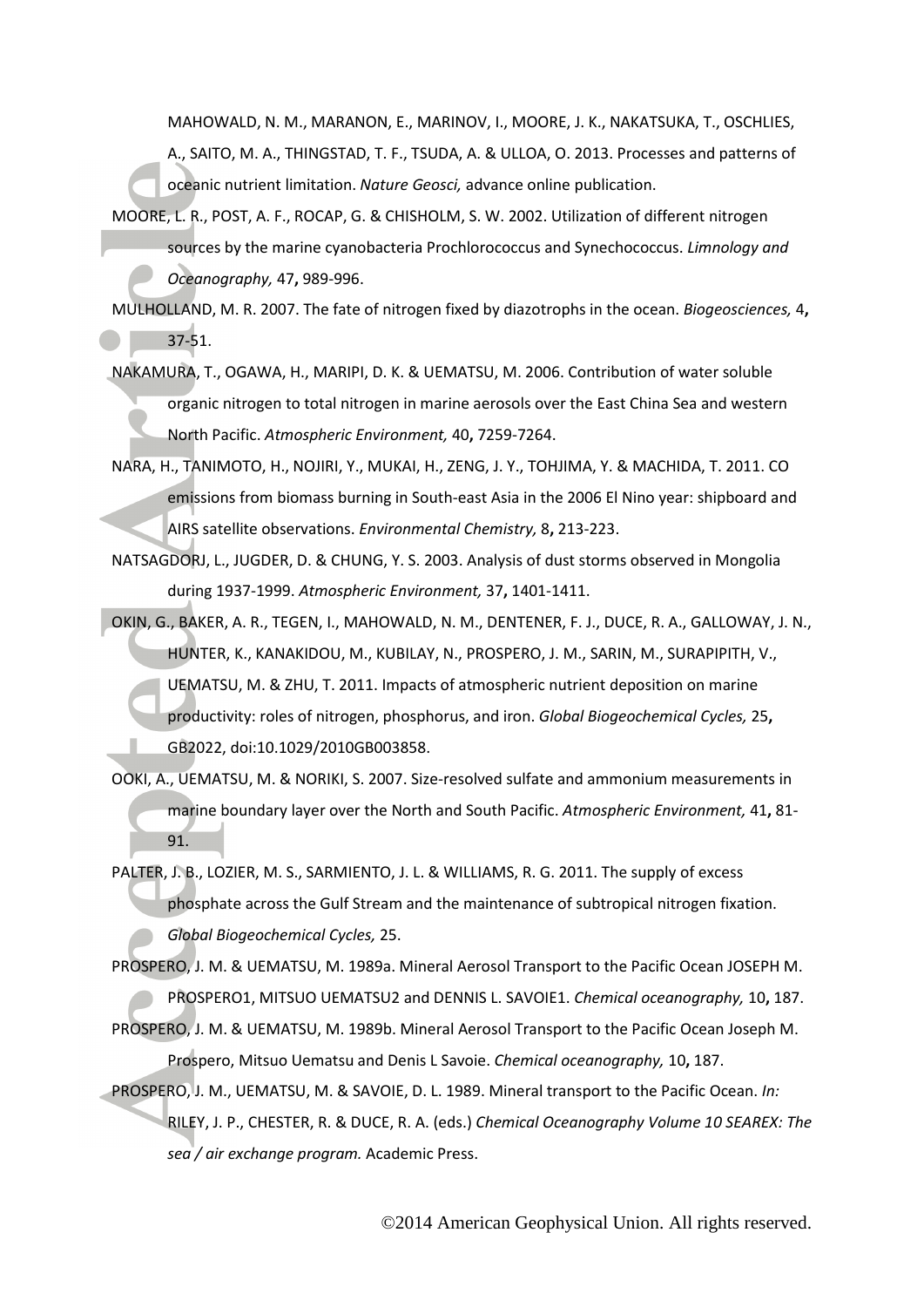MAHOWALD, N. M., MARANON, E., MARINOV, I., MOORE, J. K., NAKATSUKA, T., OSCHLIES, A., SAITO, M. A., THINGSTAD, T. F., TSUDA, A. & ULLOA, O. 2013. Processes and patterns of oceanic nutrient limitation. *Nature Geosci,* advance online publication.

MOORE, L. R., POST, A. F., ROCAP, G. & CHISHOLM, S. W. 2002. Utilization of different nitrogen sources by the marine cyanobacteria Prochlorococcus and Synechococcus. *Limnology and Oceanography,* 47**,** 989-996.

MULHOLLAND, M. R. 2007. The fate of nitrogen fixed by diazotrophs in the ocean. *Biogeosciences,* 4**,** 37-51.

NAKAMURA, T., OGAWA, H., MARIPI, D. K. & UEMATSU, M. 2006. Contribution of water soluble organic nitrogen to total nitrogen in marine aerosols over the East China Sea and western North Pacific. *Atmospheric Environment,* 40**,** 7259-7264.

NARA, H., TANIMOTO, H., NOJIRI, Y., MUKAI, H., ZENG, J. Y., TOHJIMA, Y. & MACHIDA, T. 2011. CO emissions from biomass burning in South-east Asia in the 2006 El Nino year: shipboard and AIRS satellite observations. *Environmental Chemistry,* 8**,** 213-223.

NATSAGDORJ, L., JUGDER, D. & CHUNG, Y. S. 2003. Analysis of dust storms observed in Mongolia during 1937-1999. *Atmospheric Environment,* 37**,** 1401-1411.

OKIN, G., BAKER, A. R., TEGEN, I., MAHOWALD, N. M., DENTENER, F. J., DUCE, R. A., GALLOWAY, J. N., HUNTER, K., KANAKIDOU, M., KUBILAY, N., PROSPERO, J. M., SARIN, M., SURAPIPITH, V., UEMATSU, M. & ZHU, T. 2011. Impacts of atmospheric nutrient deposition on marine productivity: roles of nitrogen, phosphorus, and iron. *Global Biogeochemical Cycles,* 25**,** GB2022, doi:10.1029/2010GB003858.

OOKI, A., UEMATSU, M. & NORIKI, S. 2007. Size-resolved sulfate and ammonium measurements in marine boundary layer over the North and South Pacific. *Atmospheric Environment,* 41**,** 81-91.

PALTER, J. B., LOZIER, M. S., SARMIENTO, J. L. & WILLIAMS, R. G. 2011. The supply of excess phosphate across the Gulf Stream and the maintenance of subtropical nitrogen fixation. *Global Biogeochemical Cycles,* 25.

PROSPERO, J. M. & UEMATSU, M. 1989a. Mineral Aerosol Transport to the Pacific Ocean JOSEPH M. PROSPERO1, MITSUO UEMATSU2 and DENNIS L. SAVOIE1. *Chemical oceanography,* 10**,** 187.

PROSPERO, J. M. & UEMATSU, M. 1989b. Mineral Aerosol Transport to the Pacific Ocean Joseph M. Prospero, Mitsuo Uematsu and Denis L Savoie. *Chemical oceanography,* 10**,** 187.

PROSPERO, J. M., UEMATSU, M. & SAVOIE, D. L. 1989. Mineral transport to the Pacific Ocean. *In:* RILEY, J. P., CHESTER, R. & DUCE, R. A. (eds.) *Chemical Oceanography Volume 10 SEAREX: The sea / air exchange program.* Academic Press.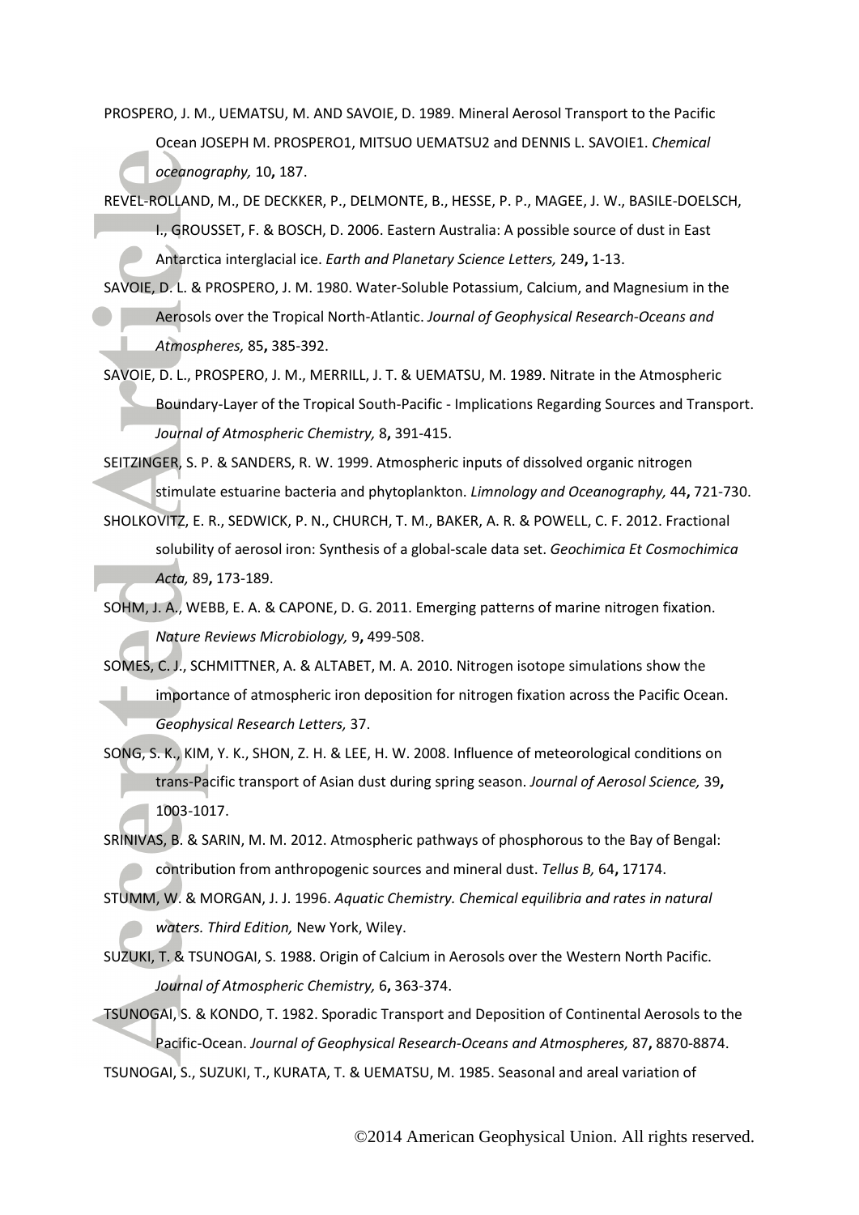PROSPERO, J. M., UEMATSU, M. AND SAVOIE, D. 1989. Mineral Aerosol Transport to the Pacific Ocean JOSEPH M. PROSPERO1, MITSUO UEMATSU2 and DENNIS L. SAVOIE1. *Chemical oceanography,* 10**,** 187.

REVEL-ROLLAND, M., DE DECKKER, P., DELMONTE, B., HESSE, P. P., MAGEE, J. W., BASILE-DOELSCH, I., GROUSSET, F. & BOSCH, D. 2006. Eastern Australia: A possible source of dust in East Antarctica interglacial ice. *Earth and Planetary Science Letters,* 249**,** 1-13.

SAVOIE, D. L. & PROSPERO, J. M. 1980. Water-Soluble Potassium, Calcium, and Magnesium in the Aerosols over the Tropical North-Atlantic. *Journal of Geophysical Research-Oceans and Atmospheres,* 85**,** 385-392.

SAVOIE, D. L., PROSPERO, J. M., MERRILL, J. T. & UEMATSU, M. 1989. Nitrate in the Atmospheric Boundary-Layer of the Tropical South-Pacific - Implications Regarding Sources and Transport. *Journal of Atmospheric Chemistry,* 8**,** 391-415.

SEITZINGER, S. P. & SANDERS, R. W. 1999. Atmospheric inputs of dissolved organic nitrogen stimulate estuarine bacteria and phytoplankton. *Limnology and Oceanography,* 44**,** 721-730.

SHOLKOVITZ, E. R., SEDWICK, P. N., CHURCH, T. M., BAKER, A. R. & POWELL, C. F. 2012. Fractional solubility of aerosol iron: Synthesis of a global-scale data set. *Geochimica Et Cosmochimica Acta,* 89**,** 173-189.

SOHM, J. A., WEBB, E. A. & CAPONE, D. G. 2011. Emerging patterns of marine nitrogen fixation. *Nature Reviews Microbiology,* 9**,** 499-508.

SOMES, C. J., SCHMITTNER, A. & ALTABET, M. A. 2010. Nitrogen isotope simulations show the importance of atmospheric iron deposition for nitrogen fixation across the Pacific Ocean. *Geophysical Research Letters,* 37.

SONG, S. K., KIM, Y. K., SHON, Z. H. & LEE, H. W. 2008. Influence of meteorological conditions on trans-Pacific transport of Asian dust during spring season. *Journal of Aerosol Science,* 39**,** 1003-1017.

SRINIVAS, B. & SARIN, M. M. 2012. Atmospheric pathways of phosphorous to the Bay of Bengal: contribution from anthropogenic sources and mineral dust. *Tellus B,* 64**,** 17174.

STUMM, W. & MORGAN, J. J. 1996. *Aquatic Chemistry. Chemical equilibria and rates in natural waters. Third Edition,* New York, Wiley.

SUZUKI, T. & TSUNOGAI, S. 1988. Origin of Calcium in Aerosols over the Western North Pacific. *Journal of Atmospheric Chemistry,* 6**,** 363-374.

TSUNOGAI, S. & KONDO, T. 1982. Sporadic Transport and Deposition of Continental Aerosols to the Pacific-Ocean. *Journal of Geophysical Research-Oceans and Atmospheres,* 87**,** 8870-8874.

TSUNOGAI, S., SUZUKI, T., KURATA, T. & UEMATSU, M. 1985. Seasonal and areal variation of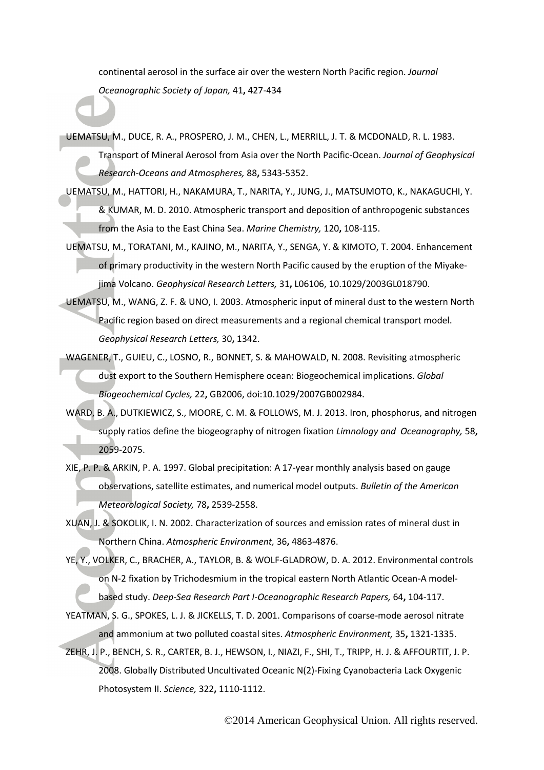continental aerosol in the surface air over the western North Pacific region. *Journal Oceanographic Society of Japan,* 41**,** 427-434

UEMATSU, M., DUCE, R. A., PROSPERO, J. M., CHEN, L., MERRILL, J. T. & MCDONALD, R. L. 1983. Transport of Mineral Aerosol from Asia over the North Pacific-Ocean. *Journal of Geophysical Research-Oceans and Atmospheres,* 88**,** 5343-5352.

UEMATSU, M., HATTORI, H., NAKAMURA, T., NARITA, Y., JUNG, J., MATSUMOTO, K., NAKAGUCHI, Y. & KUMAR, M. D. 2010. Atmospheric transport and deposition of anthropogenic substances from the Asia to the East China Sea. *Marine Chemistry,* 120**,** 108-115.

UEMATSU, M., TORATANI, M., KAJINO, M., NARITA, Y., SENGA, Y. & KIMOTO, T. 2004. Enhancement of primary productivity in the western North Pacific caused by the eruption of the Miyake-jima Volcano. *Geophysical Research Letters,* 31**,** L06106, 10.1029/2003GL018790.

UEMATSU, M., WANG, Z. F. & UNO, I. 2003. Atmospheric input of mineral dust to the western North Pacific region based on direct measurements and a regional chemical transport model. *Geophysical Research Letters,* 30**,** 1342.

WAGENER, T., GUIEU, C., LOSNO, R., BONNET, S. & MAHOWALD, N. 2008. Revisiting atmospheric dust export to the Southern Hemisphere ocean: Biogeochemical implications. *Global Biogeochemical Cycles,* 22**,** GB2006, doi:10.1029/2007GB002984.

WARD, B. A., DUTKIEWICZ, S., MOORE, C. M. & FOLLOWS, M. J. 2013. Iron, phosphorus, and nitrogen supply ratios define the biogeography of nitrogen fixation *Limnology and Oceanography,* 58**,** 2059-2075.

XIE, P. P. & ARKIN, P. A. 1997. Global precipitation: A 17-year monthly analysis based on gauge observations, satellite estimates, and numerical model outputs. *Bulletin of the American Meteorological Society,* 78**,** 2539-2558.

XUAN, J. & SOKOLIK, I. N. 2002. Characterization of sources and emission rates of mineral dust in Northern China. *Atmospheric Environment,* 36**,** 4863-4876.

YE, Y., VOLKER, C., BRACHER, A., TAYLOR, B. & WOLF-GLADROW, D. A. 2012. Environmental controls on N-2 fixation by Trichodesmium in the tropical eastern North Atlantic Ocean-A model-based study. *Deep-Sea Research Part I-Oceanographic Research Papers,* 64**,** 104-117.

YEATMAN, S. G., SPOKES, L. J. & JICKELLS, T. D. 2001. Comparisons of coarse-mode aerosol nitrate and ammonium at two polluted coastal sites. *Atmospheric Environment,* 35**,** 1321-1335.

ZEHR, J. P., BENCH, S. R., CARTER, B. J., HEWSON, I., NIAZI, F., SHI, T., TRIPP, H. J. & AFFOURTIT, J. P. 2008. Globally Distributed Uncultivated Oceanic N(2)-Fixing Cyanobacteria Lack Oxygenic Photosystem II. *Science,* 322**,** 1110-1112.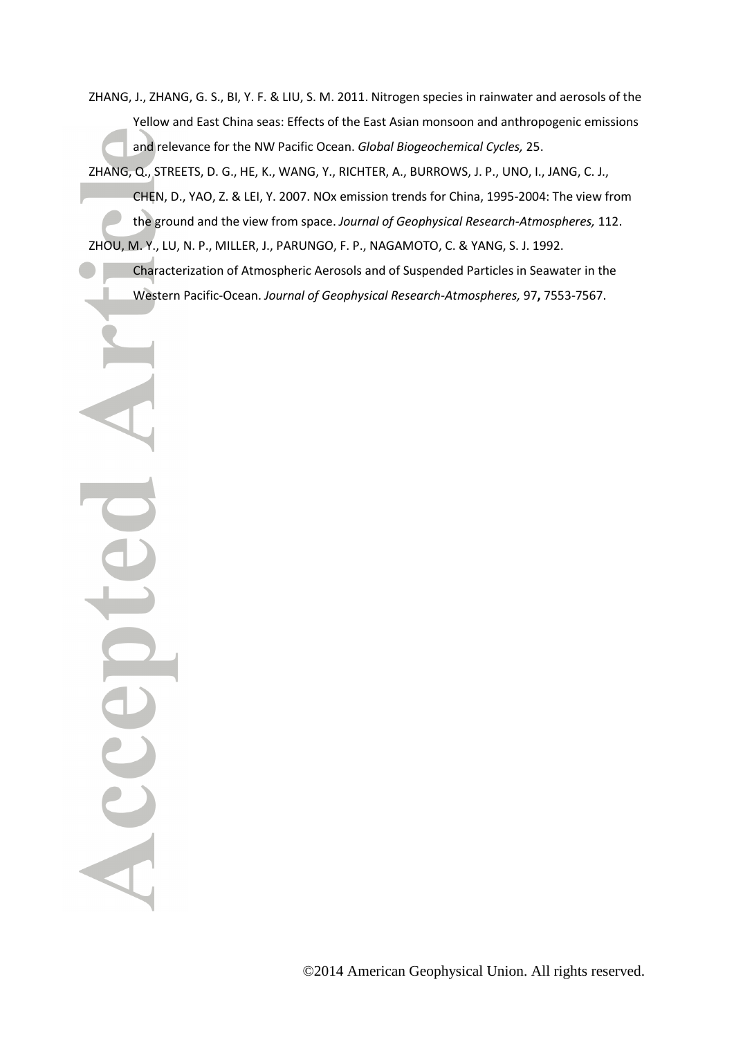ZHANG, J., ZHANG, G. S., BI, Y. F. & LIU, S. M. 2011. Nitrogen species in rainwater and aerosols of the Yellow and East China seas: Effects of the East Asian monsoon and anthropogenic emissions and relevance for the NW Pacific Ocean. *Global Biogeochemical Cycles,* 25.

ZHANG, Q., STREETS, D. G., HE, K., WANG, Y., RICHTER, A., BURROWS, J. P., UNO, I., JANG, C. J., CHEN, D., YAO, Z. & LEI, Y. 2007. NOx emission trends for China, 1995-2004: The view from the ground and the view from space. *Journal of Geophysical Research-Atmospheres,* 112.

ZHOU, M. Y., LU, N. P., MILLER, J., PARUNGO, F. P., NAGAMOTO, C. & YANG, S. J. 1992. Characterization of Atmospheric Aerosols and of Suspended Particles in Seawater in the Western Pacific-Ocean. *Journal of Geophysical Research-Atmospheres,* 97**,** 7553-7567.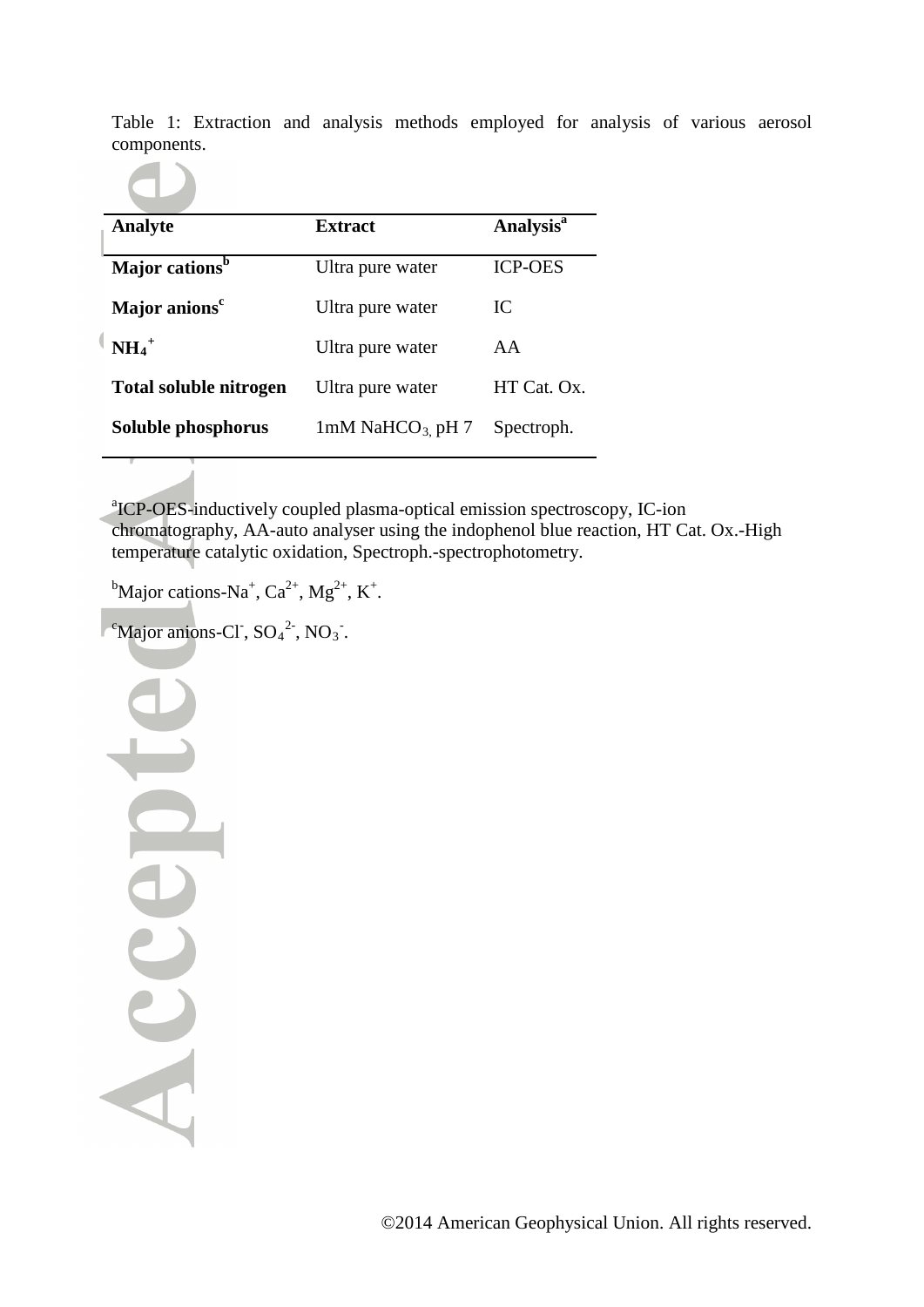Table 1: Extraction and analysis methods employed for analysis of various aerosol components.

| Analyte | Extract | Analysis[a] |
|---|---|---|
| **Major cations[b]** | Ultra pure water | ICP-OES |
| **Major anions[c]** | Ultra pure water | IC |
| **$NH_4^+$** | Ultra pure water | AA |
| **Total soluble nitrogen** | Ultra pure water | HT Cat. Ox. |
| **Soluble phosphorus** | 1mM $NaHCO_3$, pH 7 | Spectroph. |

[a]ICP-OES-inductively coupled plasma-optical emission spectroscopy, IC-ion chromatography, AA-auto analyser using the indophenol blue reaction, HT Cat. Ox.-High temperature catalytic oxidation, Spectroph.-spectrophotometry.

[b]Major cations-$Na^+$, $Ca^{2+}$, $Mg^{2+}$, $K^+$.

[c]Major anions-$Cl^-$, $SO_4^{2-}$, $NO_3^-$.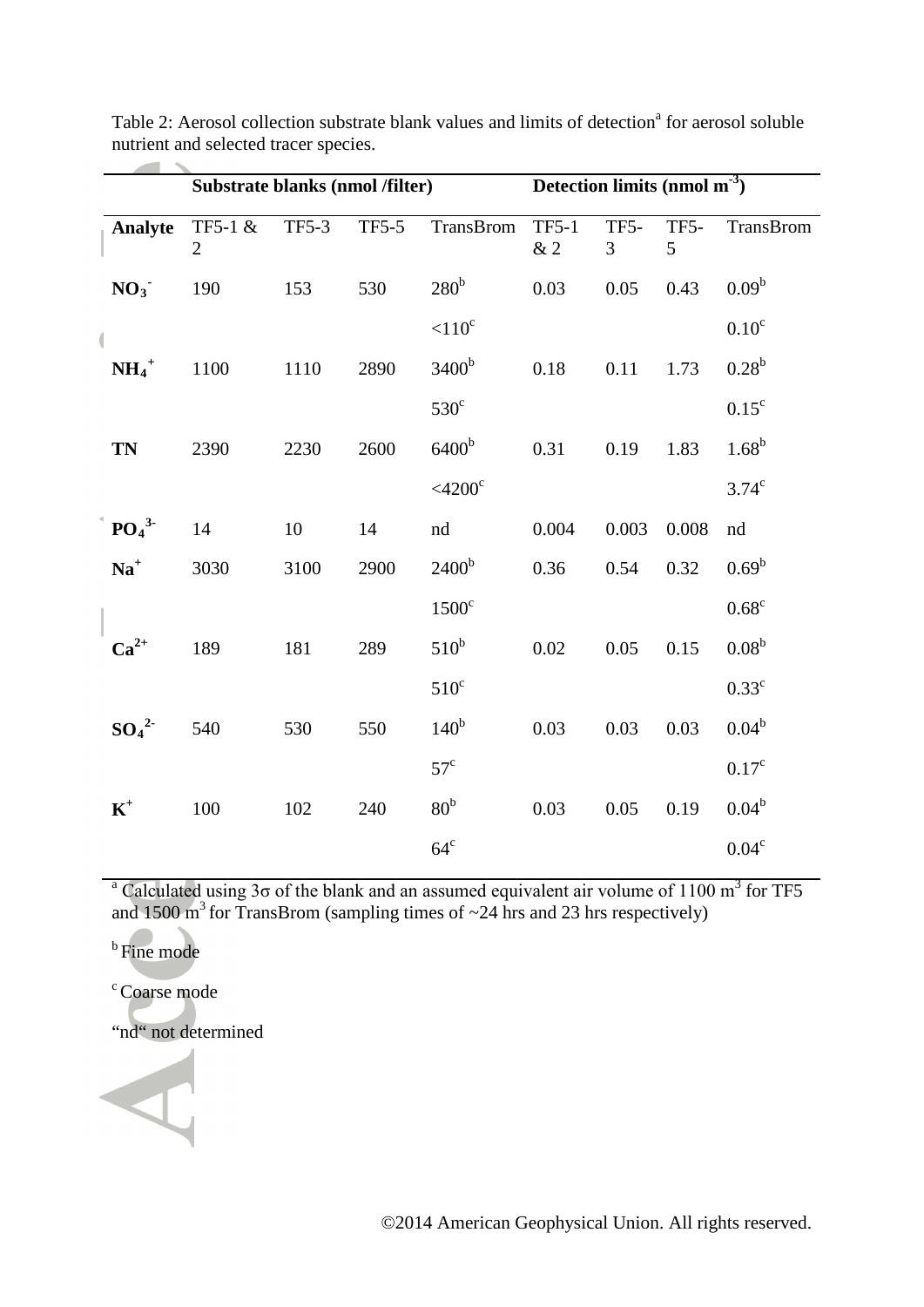Table 2: Aerosol collection substrate blank values and limits of detection[a] for aerosol soluble nutrient and selected tracer species.

| | Substrate blanks (nmol /filter) | | | | Detection limits (nmol $m^{-3}$) | | | |
|---|---|---|---|---|---|---|---|---|
| **Analyte** | TF5-1 & 2 | TF5-3 | TF5-5 | TransBrom | TF5-1 & 2 | TF5-3 | TF5-5 | TransBrom |
| $NO_3^-$ | 190 | 153 | 530 | 280[b] | 0.03 | 0.05 | 0.43 | 0.09[b] |
| | | | | <110[c] | | | | 0.10[c] |
| $NH_4^+$ | 1100 | 1110 | 2890 | 3400[b] | 0.18 | 0.11 | 1.73 | 0.28[b] |
| | | | | 530[c] | | | | 0.15[c] |
| **TN** | 2390 | 2230 | 2600 | 6400[b] | 0.31 | 0.19 | 1.83 | 1.68[b] |
| | | | | <4200[c] | | | | 3.74[c] |
| $PO_4^{3-}$ | 14 | 10 | 14 | nd | 0.004 | 0.003 | 0.008 | nd |
| $Na^+$ | 3030 | 3100 | 2900 | 2400[b] | 0.36 | 0.54 | 0.32 | 0.69[b] |
| | | | | 1500[c] | | | | 0.68[c] |
| $Ca^{2+}$ | 189 | 181 | 289 | 510[b] | 0.02 | 0.05 | 0.15 | 0.08[b] |
| | | | | 510[c] | | | | 0.33[c] |
| $SO_4^{2-}$ | 540 | 530 | 550 | 140[b] | 0.03 | 0.03 | 0.03 | 0.04[b] |
| | | | | 57[c] | | | | 0.17[c] |
| $K^+$ | 100 | 102 | 240 | 80[b] | 0.03 | 0.05 | 0.19 | 0.04[b] |
| | | | | 64[c] | | | | 0.04[c] |

[a] Calculated using 3σ of the blank and an assumed equivalent air volume of 1100 $m^3$ for TF5 and 1500 $m^3$ for TransBrom (sampling times of ~24 hrs and 23 hrs respectively)

[b] Fine mode

[c] Coarse mode

"nd" not determined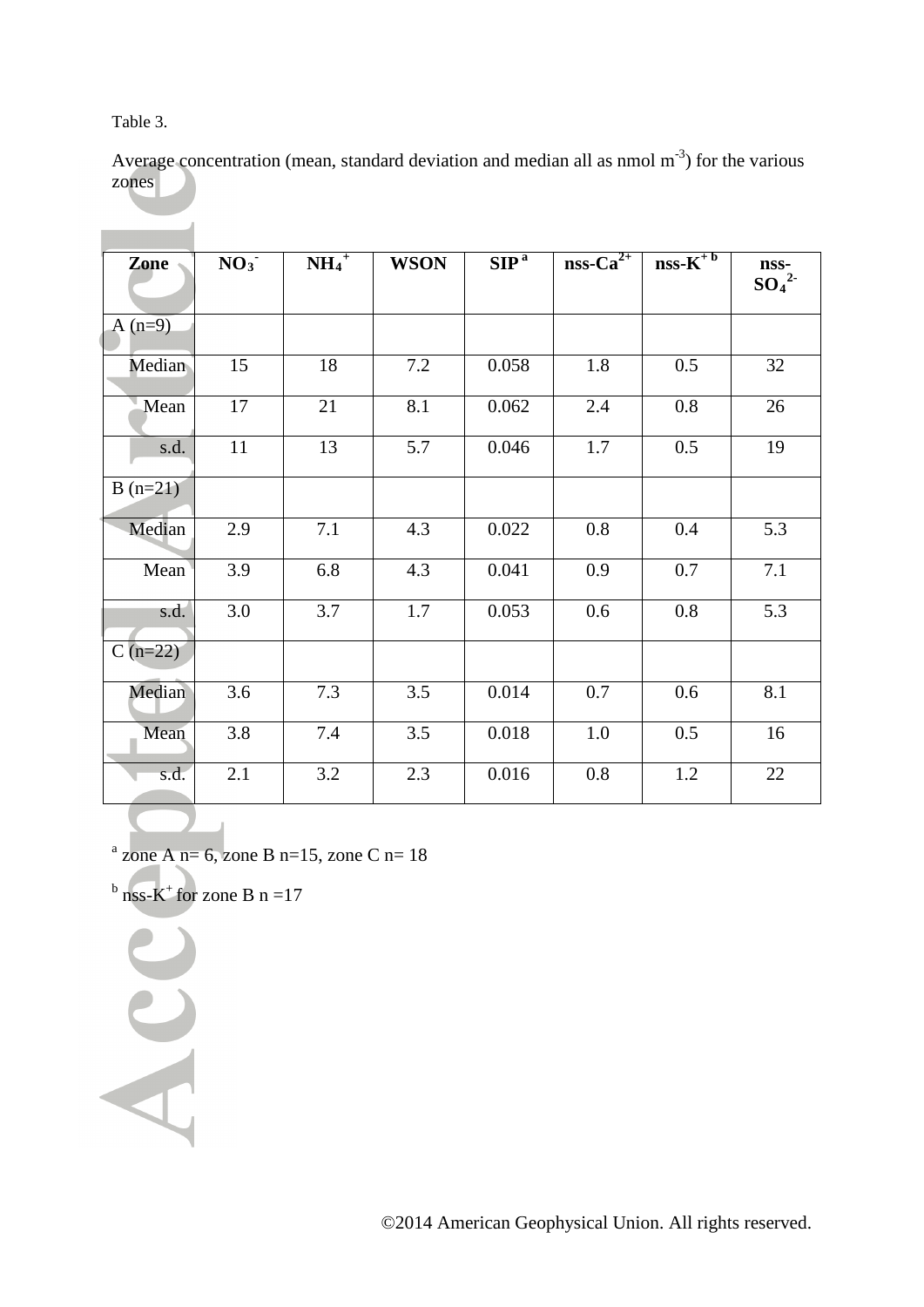Table 3.

Average concentration (mean, standard deviation and median all as nmol $m^{-3}$) for the various zones

| Zone | $NO_3^-$ | $NH_4^+$ | WSON | SIP [a] | nss-$Ca^{2+}$ | nss-$K^+$ [b] | nss-$SO_4^{2-}$ |
|---|---|---|---|---|---|---|---|
| A (n=9) | | | | | | | |
| Median | 15 | 18 | 7.2 | 0.058 | 1.8 | 0.5 | 32 |
| Mean | 17 | 21 | 8.1 | 0.062 | 2.4 | 0.8 | 26 |
| s.d. | 11 | 13 | 5.7 | 0.046 | 1.7 | 0.5 | 19 |
| B (n=21) | | | | | | | |
| Median | 2.9 | 7.1 | 4.3 | 0.022 | 0.8 | 0.4 | 5.3 |
| Mean | 3.9 | 6.8 | 4.3 | 0.041 | 0.9 | 0.7 | 7.1 |
| s.d. | 3.0 | 3.7 | 1.7 | 0.053 | 0.6 | 0.8 | 5.3 |
| C (n=22) | | | | | | | |
| Median | 3.6 | 7.3 | 3.5 | 0.014 | 0.7 | 0.6 | 8.1 |
| Mean | 3.8 | 7.4 | 3.5 | 0.018 | 1.0 | 0.5 | 16 |
| s.d. | 2.1 | 3.2 | 2.3 | 0.016 | 0.8 | 1.2 | 22 |

[a] zone A n= 6, zone B n=15, zone C n= 18

[b] nss-$K^+$ for zone B n =17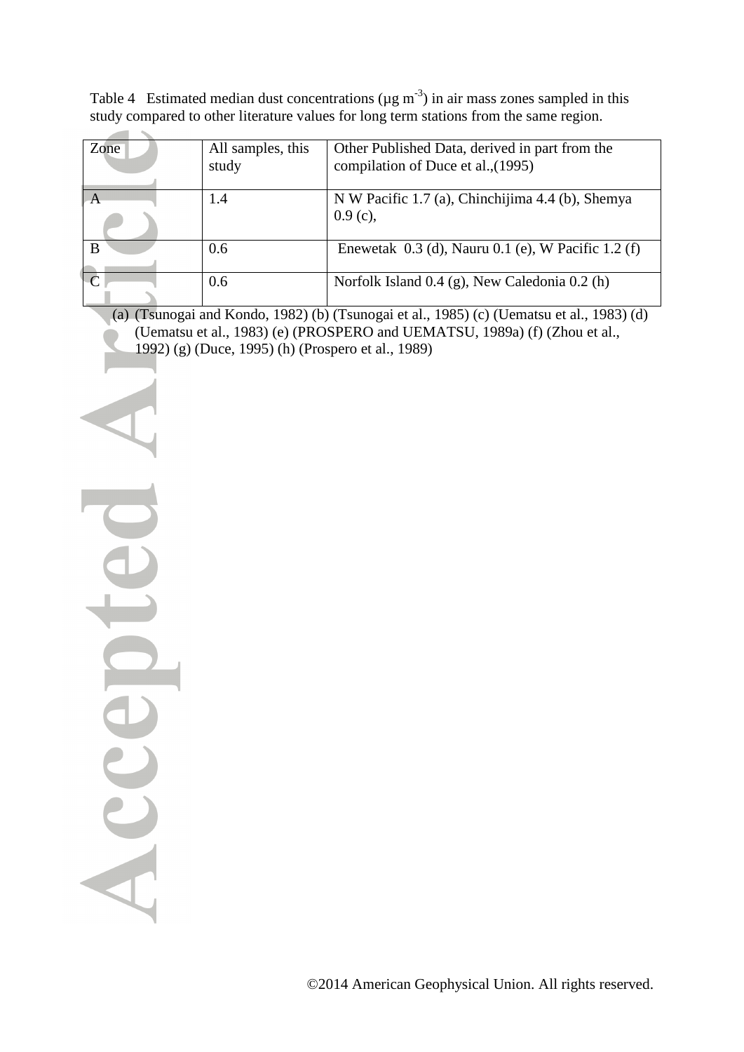Table 4 Estimated median dust concentrations (µg $m^{-3}$) in air mass zones sampled in this study compared to other literature values for long term stations from the same region.

| Zone | All samples, this study | Other Published Data, derived in part from the compilation of Duce et al.,(1995) |
|---|---|---|
| A | 1.4 | N W Pacific 1.7 (a), Chinchijima 4.4 (b), Shemya 0.9 (c), |
| B | 0.6 | Enewetak 0.3 (d), Nauru 0.1 (e), W Pacific 1.2 (f) |
| C | 0.6 | Norfolk Island 0.4 (g), New Caledonia 0.2 (h) |

(a) (Tsunogai and Kondo, 1982) (b) (Tsunogai et al., 1985) (c) (Uematsu et al., 1983) (d) (Uematsu et al., 1983) (e) (PROSPERO and UEMATSU, 1989a) (f) (Zhou et al., 1992) (g) (Duce, 1995) (h) (Prospero et al., 1989)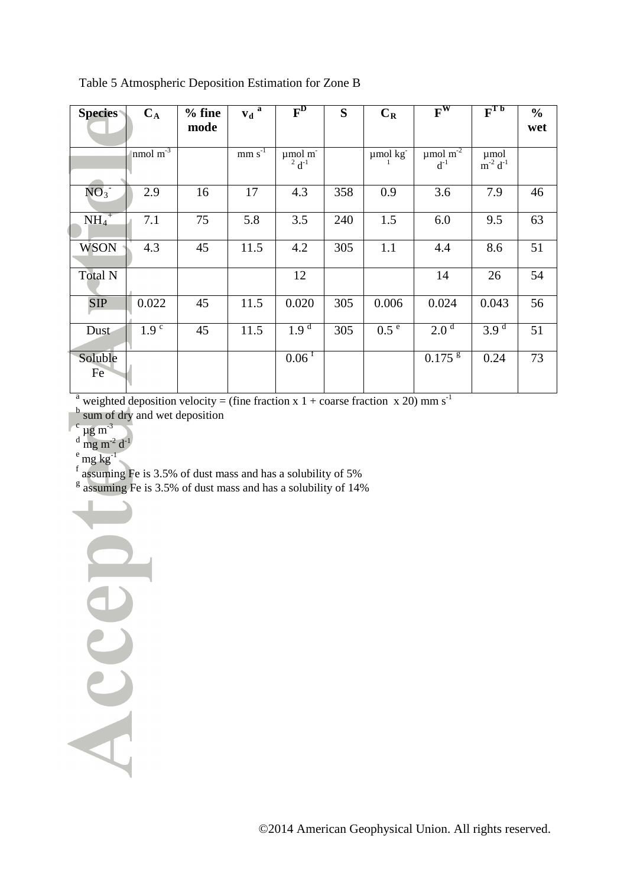Table 5 Atmospheric Deposition Estimation for Zone B

| Species | $C_A$ | % fine mode | $v_d$ [a] | $F^D$ | S | $C_R$ | $F^W$ | $F^T$ [b] | % wet |
|---|---|---|---|---|---|---|---|---|---|
| | nmol $m^{-3}$ | | mm $s^{-1}$ | μmol $m^{-2}$ $d^{-1}$ | | μmol $kg^{-1}$ | μmol $m^{-2}$ $d^{-1}$ | μmol $m^{-2}$ $d^{-1}$ | |
| $NO_3^-$ | 2.9 | 16 | 17 | 4.3 | 358 | 0.9 | 3.6 | 7.9 | 46 |
| $NH_4^+$ | 7.1 | 75 | 5.8 | 3.5 | 240 | 1.5 | 6.0 | 9.5 | 63 |
| WSON | 4.3 | 45 | 11.5 | 4.2 | 305 | 1.1 | 4.4 | 8.6 | 51 |
| Total N | | | | 12 | | | 14 | 26 | 54 |
| SIP | 0.022 | 45 | 11.5 | 0.020 | 305 | 0.006 | 0.024 | 0.043 | 56 |
| Dust | 1.9 [c] | 45 | 11.5 | 1.9 [d] | 305 | 0.5 [e] | 2.0 [d] | 3.9 [d] | 51 |
| Soluble Fe | | | | 0.06 [f] | | | 0.175 [g] | 0.24 | 73 |

[a] weighted deposition velocity = (fine fraction x 1 + coarse fraction x 20) mm $s^{-1}$
[b] sum of dry and wet deposition
[c] μg $m^{-3}$
[d] mg $m^{-2}$ $d^{-1}$
[e] mg $kg^{-1}$
[f] assuming Fe is 3.5% of dust mass and has a solubility of 5%
[g] assuming Fe is 3.5% of dust mass and has a solubility of 14%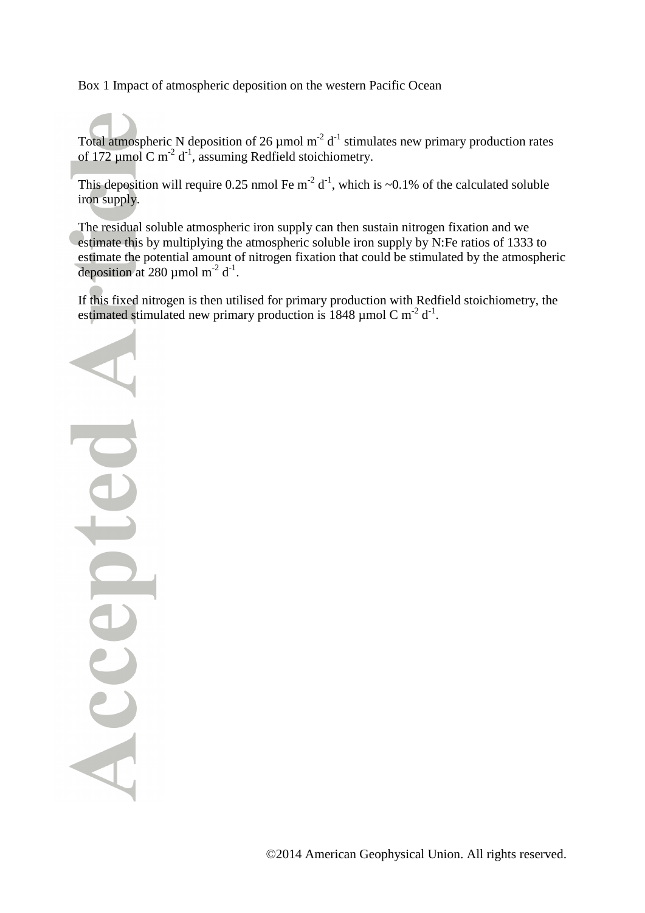Box 1 Impact of atmospheric deposition on the western Pacific Ocean

Total atmospheric N deposition of 26 µmol $m^{-2}$ $d^{-1}$ stimulates new primary production rates of 172 µmol C $m^{-2}$ $d^{-1}$, assuming Redfield stoichiometry.

This deposition will require 0.25 nmol Fe $m^{-2}$ $d^{-1}$, which is ~0.1% of the calculated soluble iron supply.

The residual soluble atmospheric iron supply can then sustain nitrogen fixation and we estimate this by multiplying the atmospheric soluble iron supply by N:Fe ratios of 1333 to estimate the potential amount of nitrogen fixation that could be stimulated by the atmospheric deposition at 280 µmol $m^{-2}$ $d^{-1}$.

If this fixed nitrogen is then utilised for primary production with Redfield stoichiometry, the estimated stimulated new primary production is 1848 µmol C $m^{-2}$ $d^{-1}$.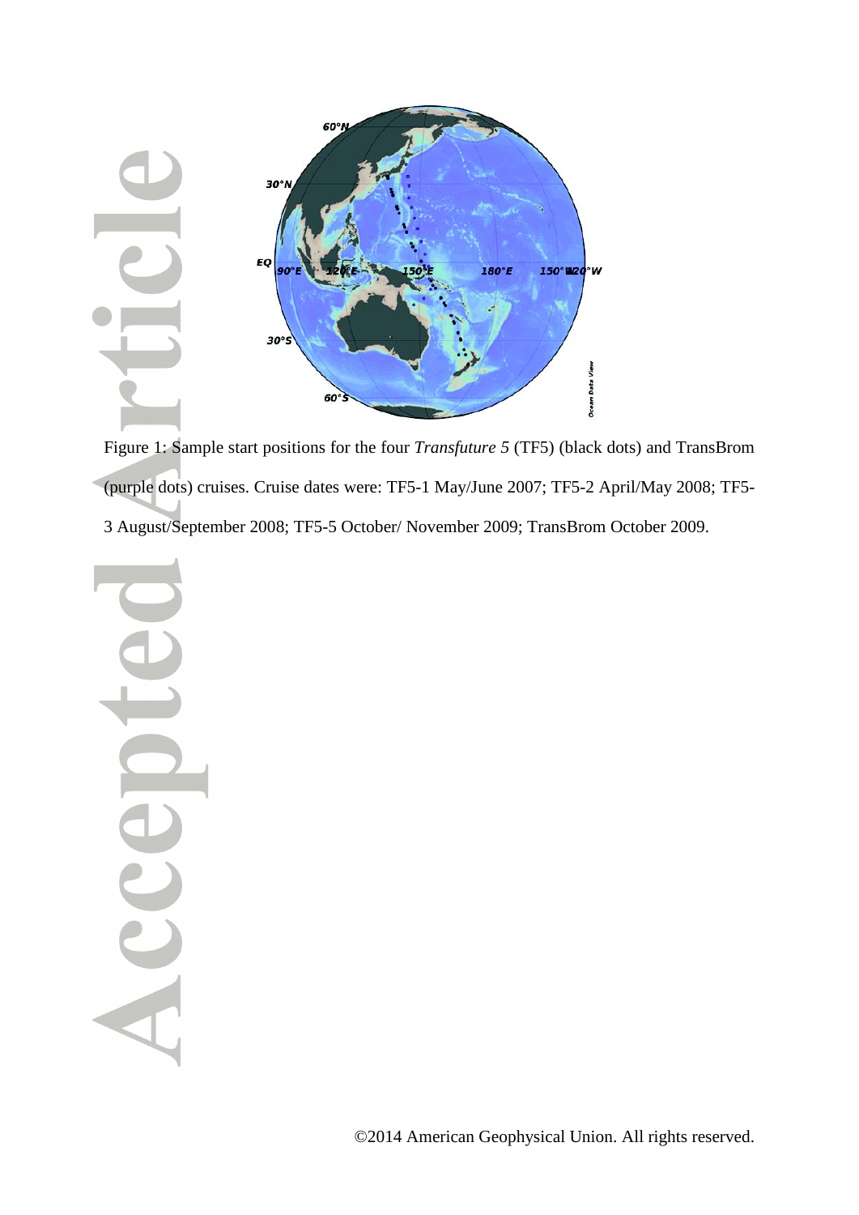Figure 1: Sample start positions for the four *Transfuture 5* (TF5) (black dots) and TransBrom (purple dots) cruises. Cruise dates were: TF5-1 May/June 2007; TF5-2 April/May 2008; TF5-3 August/September 2008; TF5-5 October/ November 2009; TransBrom October 2009.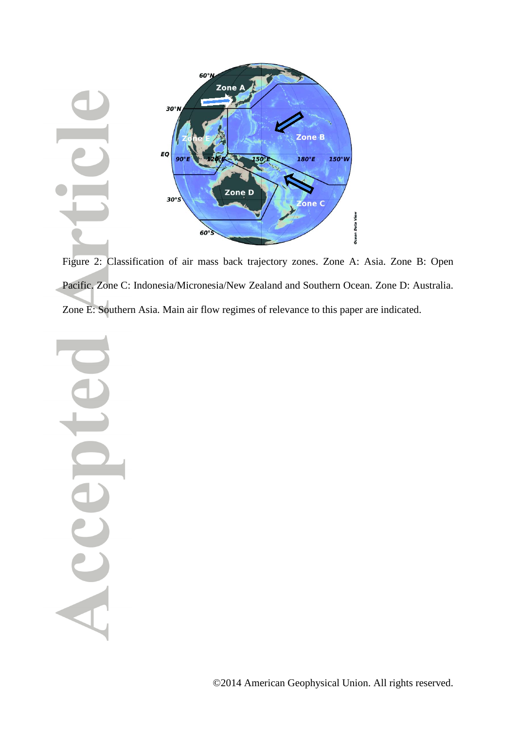Figure 2: Classification of air mass back trajectory zones. Zone A: Asia. Zone B: Open Pacific. Zone C: Indonesia/Micronesia/New Zealand and Southern Ocean. Zone D: Australia. Zone E: Southern Asia. Main air flow regimes of relevance to this paper are indicated.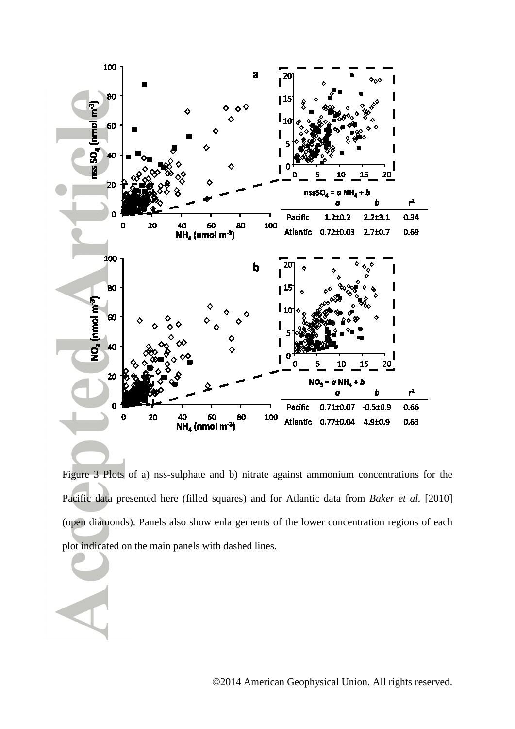| $nssSO_4 = a\,NH_4 + b$ | $a$ | $b$ | $r^2$ |
|---|---|---|---|
| Pacific | 1.2±0.2 | 2.2±3.1 | 0.34 |
| Atlantic | 0.72±0.03 | 2.7±0.7 | 0.69 |

| $NO_3 = a\,NH_4 + b$ | $a$ | $b$ | $r^2$ |
|---|---|---|---|
| Pacific | 0.71±0.07 | -0.5±0.9 | 0.66 |
| Atlantic | 0.77±0.04 | 4.9±0.9 | 0.63 |

Figure 3 Plots of a) nss-sulphate and b) nitrate against ammonium concentrations for the Pacific data presented here (filled squares) and for Atlantic data from *Baker et al.* [2010] (open diamonds). Panels also show enlargements of the lower concentration regions of each plot indicated on the main panels with dashed lines.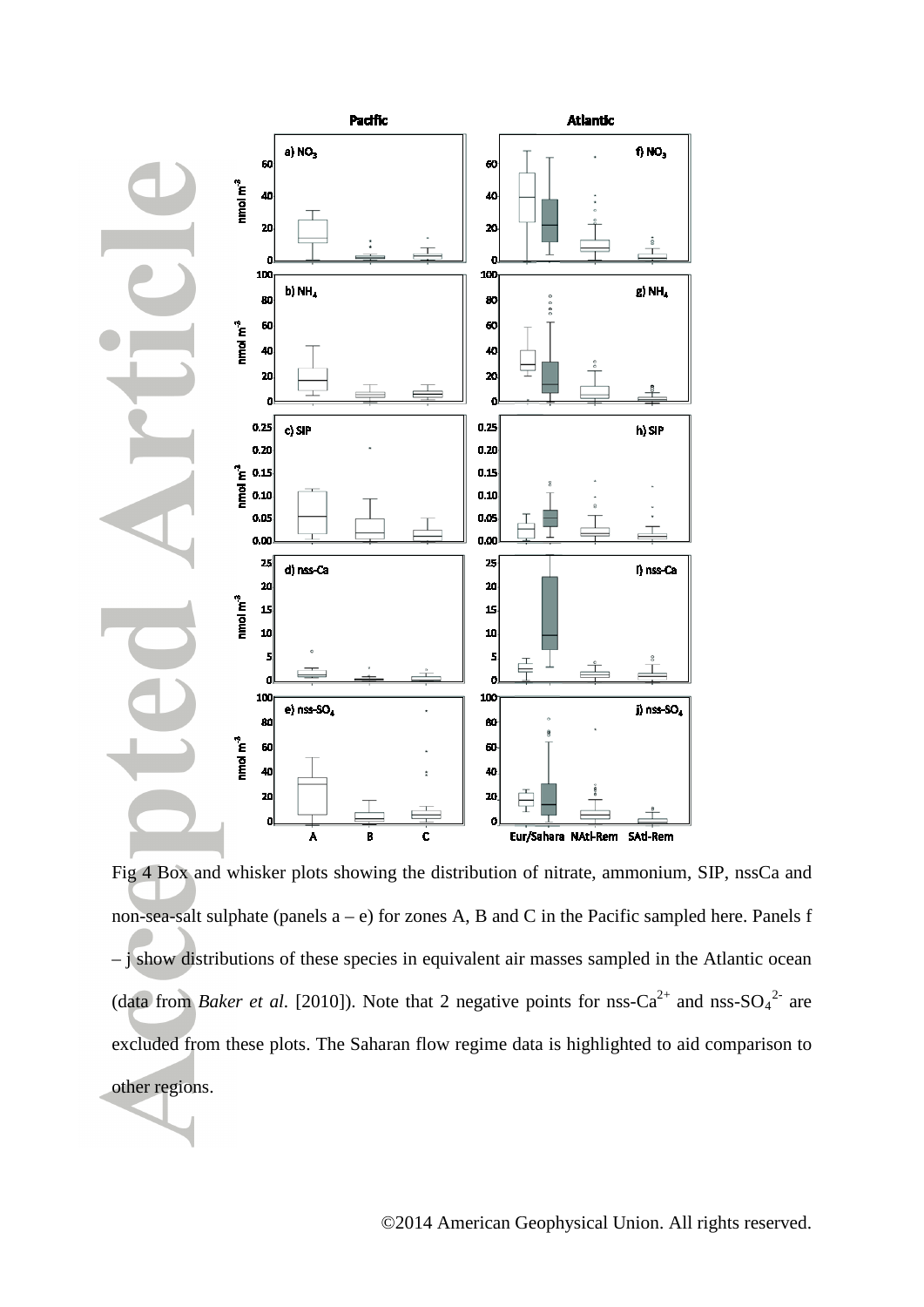Fig 4 Box and whisker plots showing the distribution of nitrate, ammonium, SIP, nssCa and non-sea-salt sulphate (panels a – e) for zones A, B and C in the Pacific sampled here. Panels f – j show distributions of these species in equivalent air masses sampled in the Atlantic ocean (data from *Baker et al.* [2010]). Note that 2 negative points for nss-$Ca^{2+}$ and nss-$SO_4^{2-}$ are excluded from these plots. The Saharan flow regime data is highlighted to aid comparison to other regions.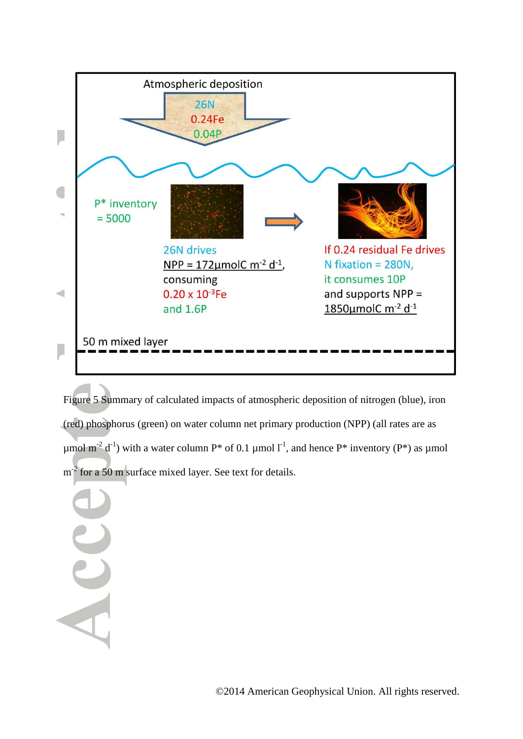Atmospheric deposition

26N

0.24Fe

0.04P

P* inventory = 5000

26N drives NPP = 172µmolC $m^{-2}$ $d^{-1}$, consuming $0.20 \times 10^{-3}$Fe and 1.6P

If 0.24 residual Fe drives N fixation = 280N, it consumes 10P and supports NPP = 1850µmolC $m^{-2}$ $d^{-1}$

50 m mixed layer

Figure 5 Summary of calculated impacts of atmospheric deposition of nitrogen (blue), iron (red) phosphorus (green) on water column net primary production (NPP) (all rates are as µmol $m^{-2}$ $d^{-1}$) with a water column P* of 0.1 µmol $l^{-1}$, and hence P* inventory (P*) as µmol $m^{-2}$ for a 50 m surface mixed layer. See text for details.